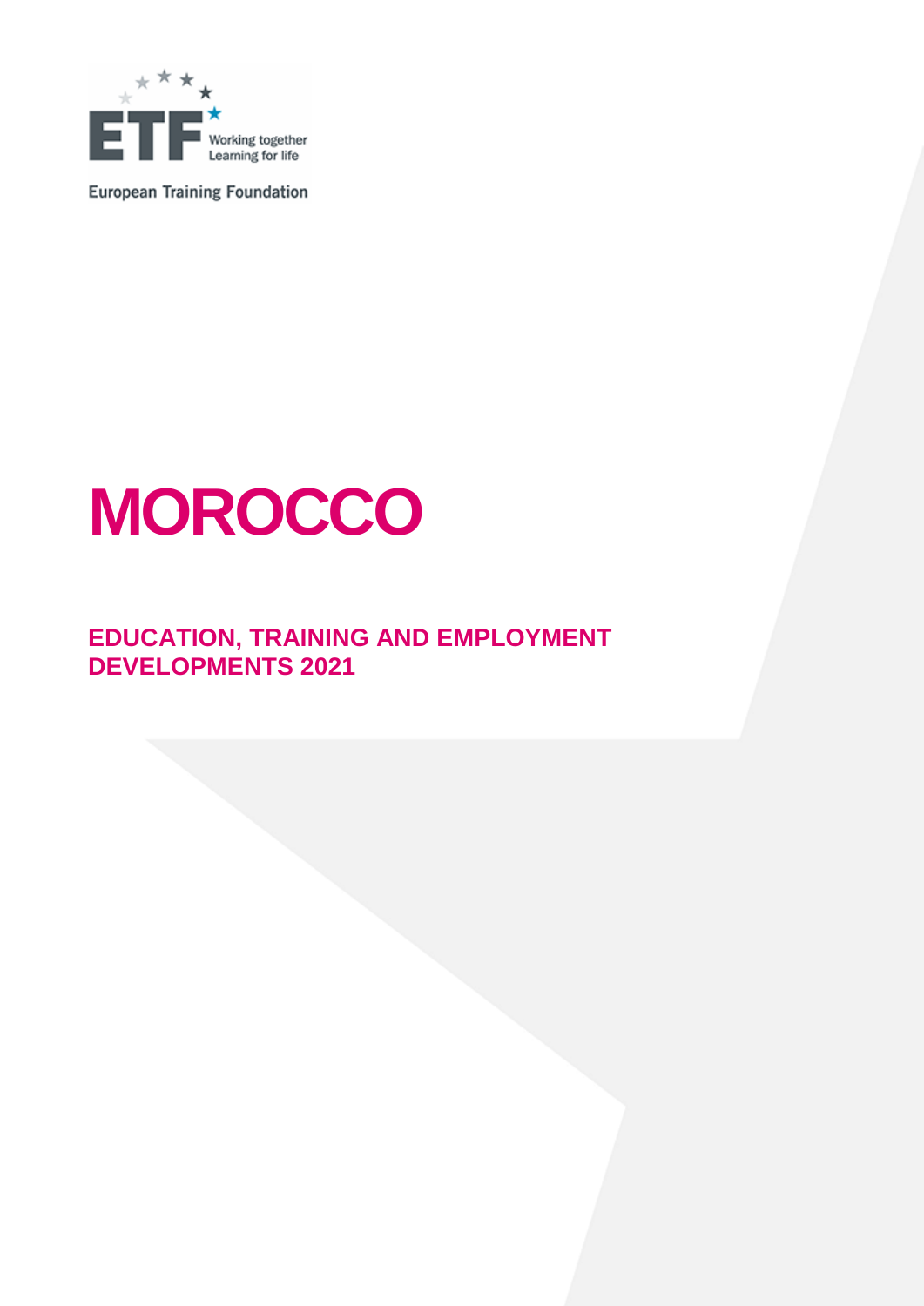European Training Foundation

# MOROCCO

## EDUCATION, TRAINING AND EMPLOYMENT DEVELOPMENTS 2021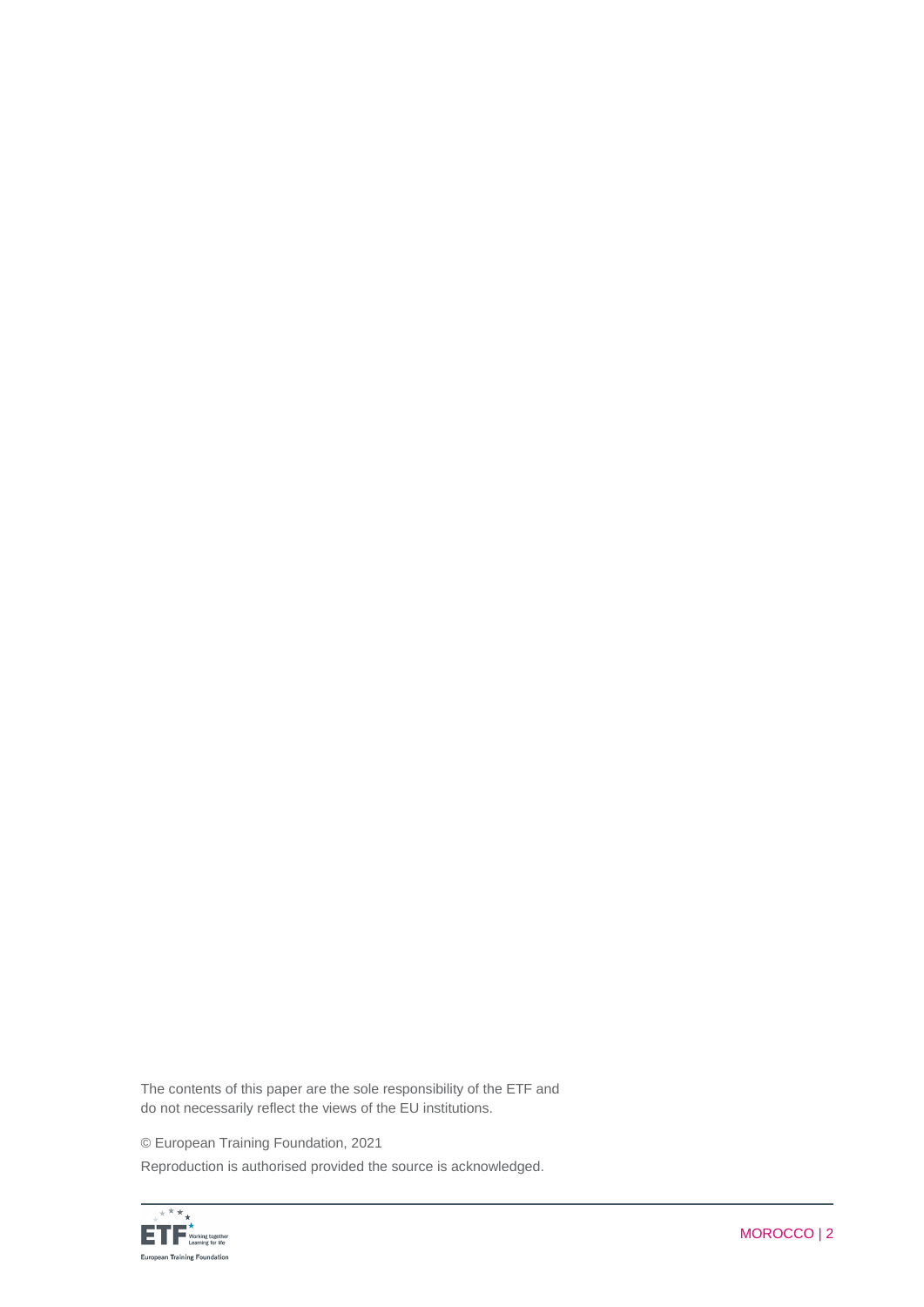The contents of this paper are the sole responsibility of the ETF and do not necessarily reflect the views of the EU institutions.

© European Training Foundation, 2021

Reproduction is authorised provided the source is acknowledged.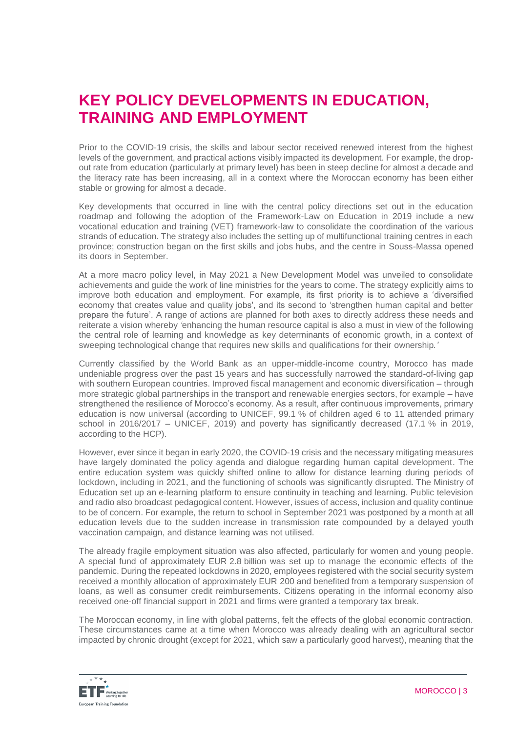# KEY POLICY DEVELOPMENTS IN EDUCATION, TRAINING AND EMPLOYMENT

Prior to the COVID-19 crisis, the skills and labour sector received renewed interest from the highest levels of the government, and practical actions visibly impacted its development. For example, the drop-out rate from education (particularly at primary level) has been in steep decline for almost a decade and the literacy rate has been increasing, all in a context where the Moroccan economy has been either stable or growing for almost a decade.

Key developments that occurred in line with the central policy directions set out in the education roadmap and following the adoption of the Framework-Law on Education in 2019 include a new vocational education and training (VET) framework-law to consolidate the coordination of the various strands of education. The strategy also includes the setting up of multifunctional training centres in each province; construction began on the first skills and jobs hubs, and the centre in Souss-Massa opened its doors in September.

At a more macro policy level, in May 2021 a New Development Model was unveiled to consolidate achievements and guide the work of line ministries for the years to come. The strategy explicitly aims to improve both education and employment. For example, its first priority is to achieve a 'diversified economy that creates value and quality jobs', and its second to 'strengthen human capital and better prepare the future'. A range of actions are planned for both axes to directly address these needs and reiterate a vision whereby *'enhancing the human resource capital is also a must in view of the following the central role of learning and knowledge as key determinants of economic growth, in a context of sweeping technological change that requires new skills and qualifications for their ownership.'*

Currently classified by the World Bank as an upper-middle-income country, Morocco has made undeniable progress over the past 15 years and has successfully narrowed the standard-of-living gap with southern European countries. Improved fiscal management and economic diversification – through more strategic global partnerships in the transport and renewable energies sectors, for example – have strengthened the resilience of Morocco's economy. As a result, after continuous improvements, primary education is now universal (according to UNICEF, 99.1 % of children aged 6 to 11 attended primary school in 2016/2017 – UNICEF, 2019) and poverty has significantly decreased (17.1 % in 2019, according to the HCP).

However, ever since it began in early 2020, the COVID-19 crisis and the necessary mitigating measures have largely dominated the policy agenda and dialogue regarding human capital development. The entire education system was quickly shifted online to allow for distance learning during periods of lockdown, including in 2021, and the functioning of schools was significantly disrupted. The Ministry of Education set up an e-learning platform to ensure continuity in teaching and learning. Public television and radio also broadcast pedagogical content. However, issues of access, inclusion and quality continue to be of concern. For example, the return to school in September 2021 was postponed by a month at all education levels due to the sudden increase in transmission rate compounded by a delayed youth vaccination campaign, and distance learning was not utilised.

The already fragile employment situation was also affected, particularly for women and young people. A special fund of approximately EUR 2.8 billion was set up to manage the economic effects of the pandemic. During the repeated lockdowns in 2020, employees registered with the social security system received a monthly allocation of approximately EUR 200 and benefited from a temporary suspension of loans, as well as consumer credit reimbursements. Citizens operating in the informal economy also received one-off financial support in 2021 and firms were granted a temporary tax break.

The Moroccan economy, in line with global patterns, felt the effects of the global economic contraction. These circumstances came at a time when Morocco was already dealing with an agricultural sector impacted by chronic drought (except for 2021, which saw a particularly good harvest), meaning that the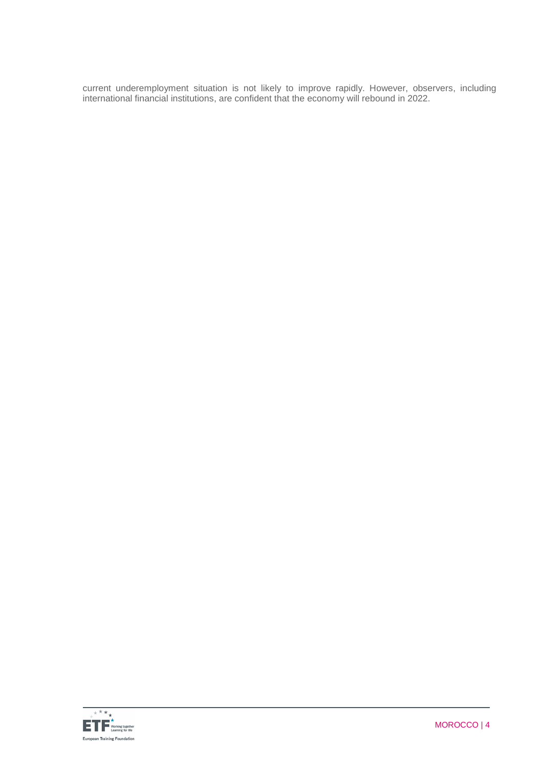current underemployment situation is not likely to improve rapidly. However, observers, including international financial institutions, are confident that the economy will rebound in 2022.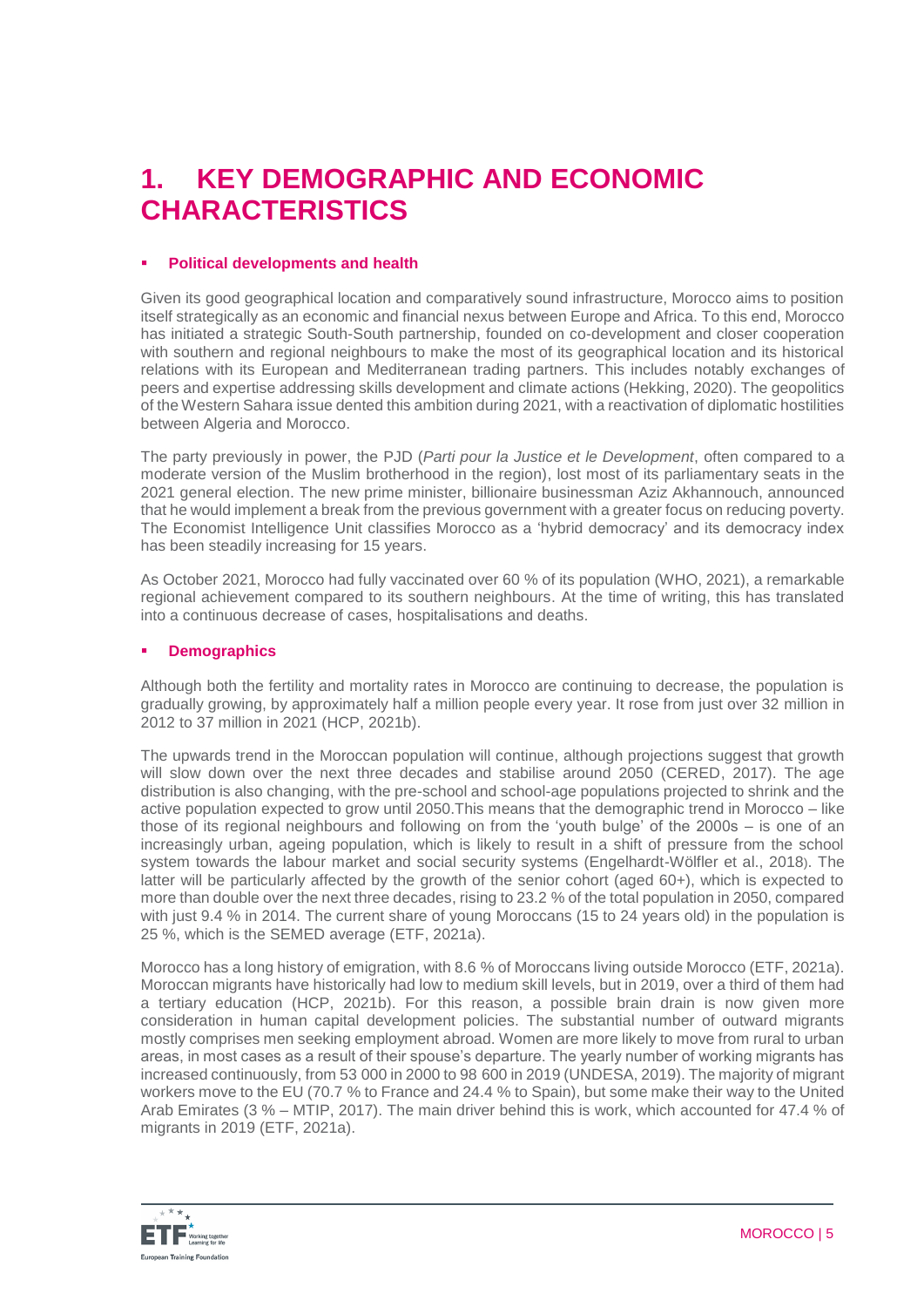# 1. KEY DEMOGRAPHIC AND ECONOMIC CHARACTERISTICS

- **Political developments and health**

Given its good geographical location and comparatively sound infrastructure, Morocco aims to position itself strategically as an economic and financial nexus between Europe and Africa. To this end, Morocco has initiated a strategic South-South partnership, founded on co-development and closer cooperation with southern and regional neighbours to make the most of its geographical location and its historical relations with its European and Mediterranean trading partners. This includes notably exchanges of peers and expertise addressing skills development and climate actions (Hekking, 2020). The geopolitics of the Western Sahara issue dented this ambition during 2021, with a reactivation of diplomatic hostilities between Algeria and Morocco.

The party previously in power, the PJD (*Parti pour la Justice et le Development*, often compared to a moderate version of the Muslim brotherhood in the region), lost most of its parliamentary seats in the 2021 general election. The new prime minister, billionaire businessman Aziz Akhannouch, announced that he would implement a break from the previous government with a greater focus on reducing poverty. The Economist Intelligence Unit classifies Morocco as a 'hybrid democracy' and its democracy index has been steadily increasing for 15 years.

As October 2021, Morocco had fully vaccinated over 60 % of its population (WHO, 2021), a remarkable regional achievement compared to its southern neighbours. At the time of writing, this has translated into a continuous decrease of cases, hospitalisations and deaths.

- **Demographics**

Although both the fertility and mortality rates in Morocco are continuing to decrease, the population is gradually growing, by approximately half a million people every year. It rose from just over 32 million in 2012 to 37 million in 2021 (HCP, 2021b).

The upwards trend in the Moroccan population will continue, although projections suggest that growth will slow down over the next three decades and stabilise around 2050 (CERED, 2017). The age distribution is also changing, with the pre-school and school-age populations projected to shrink and the active population expected to grow until 2050.This means that the demographic trend in Morocco – like those of its regional neighbours and following on from the 'youth bulge' of the 2000s – is one of an increasingly urban, ageing population, which is likely to result in a shift of pressure from the school system towards the labour market and social security systems (Engelhardt-Wölfler et al., 2018). The latter will be particularly affected by the growth of the senior cohort (aged 60+), which is expected to more than double over the next three decades, rising to 23.2 % of the total population in 2050, compared with just 9.4 % in 2014. The current share of young Moroccans (15 to 24 years old) in the population is 25 %, which is the SEMED average (ETF, 2021a).

Morocco has a long history of emigration, with 8.6 % of Moroccans living outside Morocco (ETF, 2021a). Moroccan migrants have historically had low to medium skill levels, but in 2019, over a third of them had a tertiary education (HCP, 2021b). For this reason, a possible brain drain is now given more consideration in human capital development policies. The substantial number of outward migrants mostly comprises men seeking employment abroad. Women are more likely to move from rural to urban areas, in most cases as a result of their spouse's departure. The yearly number of working migrants has increased continuously, from 53 000 in 2000 to 98 600 in 2019 (UNDESA, 2019). The majority of migrant workers move to the EU (70.7 % to France and 24.4 % to Spain), but some make their way to the United Arab Emirates (3 % – MTIP, 2017). The main driver behind this is work, which accounted for 47.4 % of migrants in 2019 (ETF, 2021a).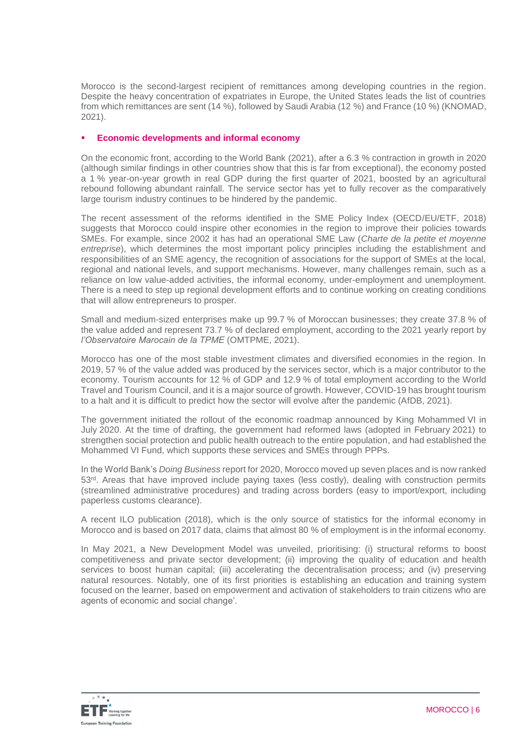Morocco is the second-largest recipient of remittances among developing countries in the region. Despite the heavy concentration of expatriates in Europe, the United States leads the list of countries from which remittances are sent (14 %), followed by Saudi Arabia (12 %) and France (10 %) (KNOMAD, 2021).

- **Economic developments and informal economy**

On the economic front, according to the World Bank (2021), after a 6.3 % contraction in growth in 2020 (although similar findings in other countries show that this is far from exceptional), the economy posted a 1 % year-on-year growth in real GDP during the first quarter of 2021, boosted by an agricultural rebound following abundant rainfall. The service sector has yet to fully recover as the comparatively large tourism industry continues to be hindered by the pandemic.

The recent assessment of the reforms identified in the SME Policy Index (OECD/EU/ETF, 2018) suggests that Morocco could inspire other economies in the region to improve their policies towards SMEs. For example, since 2002 it has had an operational SME Law (*Charte de la petite et moyenne entreprise*), which determines the most important policy principles including the establishment and responsibilities of an SME agency, the recognition of associations for the support of SMEs at the local, regional and national levels, and support mechanisms. However, many challenges remain, such as a reliance on low value-added activities, the informal economy, under-employment and unemployment. There is a need to step up regional development efforts and to continue working on creating conditions that will allow entrepreneurs to prosper.

Small and medium-sized enterprises make up 99.7 % of Moroccan businesses; they create 37.8 % of the value added and represent 73.7 % of declared employment, according to the 2021 yearly report by *l'Observatoire Marocain de la TPME* (OMTPME, 2021).

Morocco has one of the most stable investment climates and diversified economies in the region. In 2019, 57 % of the value added was produced by the services sector, which is a major contributor to the economy. Tourism accounts for 12 % of GDP and 12.9 % of total employment according to the World Travel and Tourism Council, and it is a major source of growth. However, COVID-19 has brought tourism to a halt and it is difficult to predict how the sector will evolve after the pandemic (AfDB, 2021).

The government initiated the rollout of the economic roadmap announced by King Mohammed VI in July 2020. At the time of drafting, the government had reformed laws (adopted in February 2021) to strengthen social protection and public health outreach to the entire population, and had established the Mohammed VI Fund, which supports these services and SMEs through PPPs.

In the World Bank's *Doing Business* report for 2020, Morocco moved up seven places and is now ranked 53rd. Areas that have improved include paying taxes (less costly), dealing with construction permits (streamlined administrative procedures) and trading across borders (easy to import/export, including paperless customs clearance).

A recent ILO publication (2018), which is the only source of statistics for the informal economy in Morocco and is based on 2017 data, claims that almost 80 % of employment is in the informal economy.

In May 2021, a New Development Model was unveiled, prioritising: (i) structural reforms to boost competitiveness and private sector development; (ii) improving the quality of education and health services to boost human capital; (iii) accelerating the decentralisation process; and (iv) preserving natural resources. Notably, one of its first priorities is establishing an education and training system focused on the learner, based on empowerment and activation of stakeholders to train citizens who are agents of economic and social change'.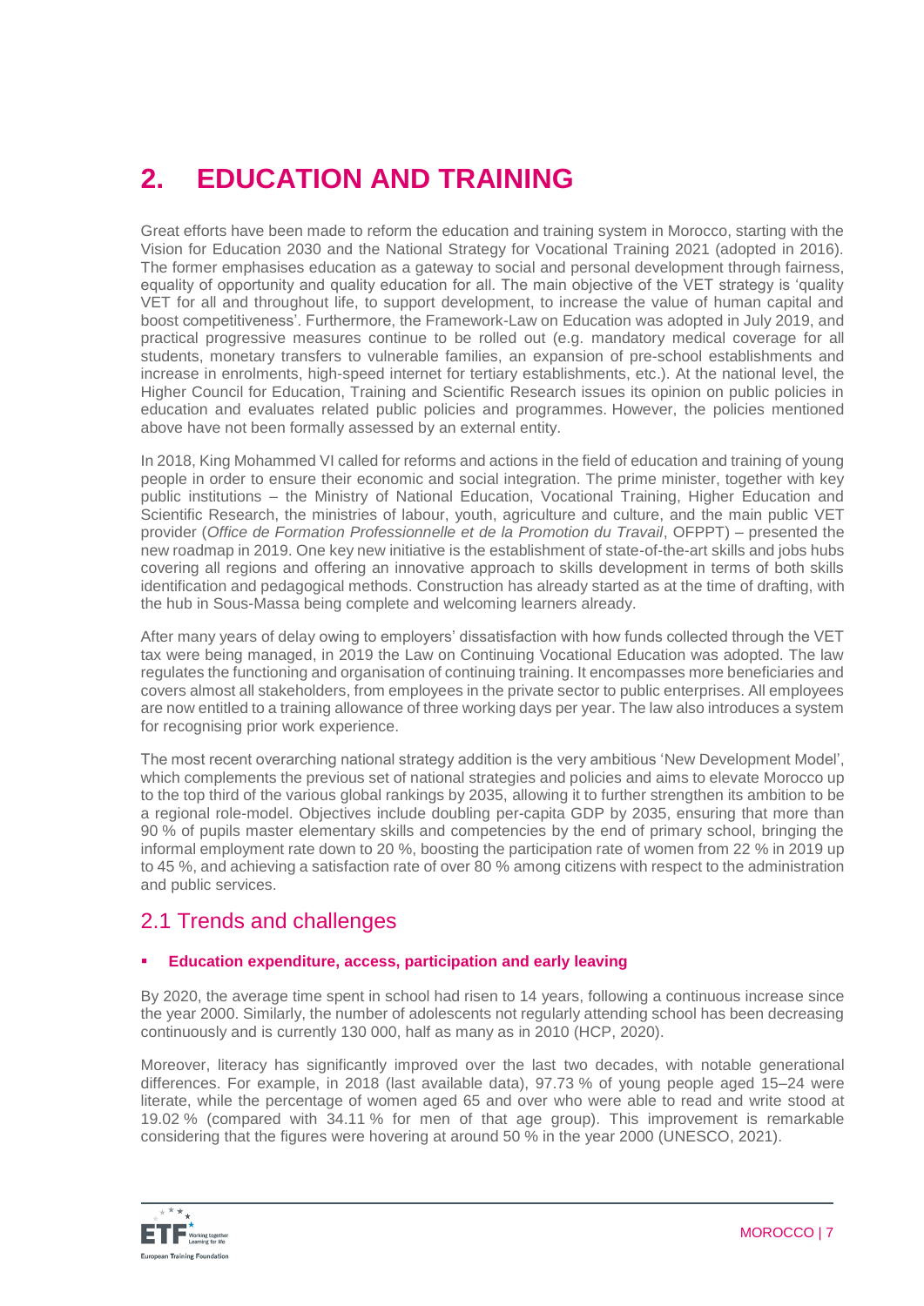# 2. EDUCATION AND TRAINING

Great efforts have been made to reform the education and training system in Morocco, starting with the Vision for Education 2030 and the National Strategy for Vocational Training 2021 (adopted in 2016). The former emphasises education as a gateway to social and personal development through fairness, equality of opportunity and quality education for all. The main objective of the VET strategy is 'quality VET for all and throughout life, to support development, to increase the value of human capital and boost competitiveness'. Furthermore, the Framework-Law on Education was adopted in July 2019, and practical progressive measures continue to be rolled out (e.g. mandatory medical coverage for all students, monetary transfers to vulnerable families, an expansion of pre-school establishments and increase in enrolments, high-speed internet for tertiary establishments, etc.). At the national level, the Higher Council for Education, Training and Scientific Research issues its opinion on public policies in education and evaluates related public policies and programmes. However, the policies mentioned above have not been formally assessed by an external entity.

In 2018, King Mohammed VI called for reforms and actions in the field of education and training of young people in order to ensure their economic and social integration. The prime minister, together with key public institutions – the Ministry of National Education, Vocational Training, Higher Education and Scientific Research, the ministries of labour, youth, agriculture and culture, and the main public VET provider (*Office de Formation Professionnelle et de la Promotion du Travail*, OFPPT) – presented the new roadmap in 2019. One key new initiative is the establishment of state-of-the-art skills and jobs hubs covering all regions and offering an innovative approach to skills development in terms of both skills identification and pedagogical methods. Construction has already started as at the time of drafting, with the hub in Sous-Massa being complete and welcoming learners already.

After many years of delay owing to employers' dissatisfaction with how funds collected through the VET tax were being managed, in 2019 the Law on Continuing Vocational Education was adopted. The law regulates the functioning and organisation of continuing training. It encompasses more beneficiaries and covers almost all stakeholders, from employees in the private sector to public enterprises. All employees are now entitled to a training allowance of three working days per year. The law also introduces a system for recognising prior work experience.

The most recent overarching national strategy addition is the very ambitious 'New Development Model', which complements the previous set of national strategies and policies and aims to elevate Morocco up to the top third of the various global rankings by 2035, allowing it to further strengthen its ambition to be a regional role-model. Objectives include doubling per-capita GDP by 2035, ensuring that more than 90 % of pupils master elementary skills and competencies by the end of primary school, bringing the informal employment rate down to 20 %, boosting the participation rate of women from 22 % in 2019 up to 45 %, and achieving a satisfaction rate of over 80 % among citizens with respect to the administration and public services.

## 2.1 Trends and challenges

- **Education expenditure, access, participation and early leaving**

By 2020, the average time spent in school had risen to 14 years, following a continuous increase since the year 2000. Similarly, the number of adolescents not regularly attending school has been decreasing continuously and is currently 130 000, half as many as in 2010 (HCP, 2020).

Moreover, literacy has significantly improved over the last two decades, with notable generational differences. For example, in 2018 (last available data), 97.73 % of young people aged 15–24 were literate, while the percentage of women aged 65 and over who were able to read and write stood at 19.02 % (compared with 34.11 % for men of that age group). This improvement is remarkable considering that the figures were hovering at around 50 % in the year 2000 (UNESCO, 2021).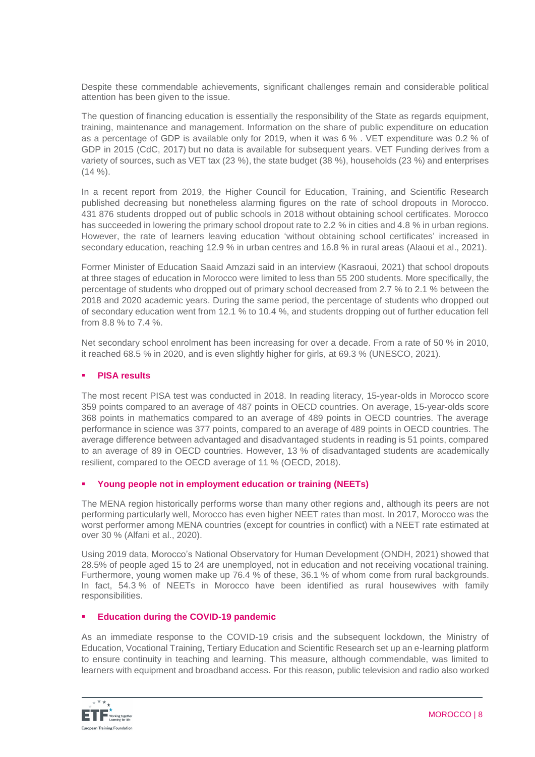Despite these commendable achievements, significant challenges remain and considerable political attention has been given to the issue.

The question of financing education is essentially the responsibility of the State as regards equipment, training, maintenance and management. Information on the share of public expenditure on education as a percentage of GDP is available only for 2019, when it was 6 % . VET expenditure was 0.2 % of GDP in 2015 (CdC, 2017) but no data is available for subsequent years. VET Funding derives from a variety of sources, such as VET tax (23 %), the state budget (38 %), households (23 %) and enterprises (14 %).

In a recent report from 2019, the Higher Council for Education, Training, and Scientific Research published decreasing but nonetheless alarming figures on the rate of school dropouts in Morocco. 431 876 students dropped out of public schools in 2018 without obtaining school certificates. Morocco has succeeded in lowering the primary school dropout rate to 2.2 % in cities and 4.8 % in urban regions. However, the rate of learners leaving education 'without obtaining school certificates' increased in secondary education, reaching 12.9 % in urban centres and 16.8 % in rural areas (Alaoui et al., 2021).

Former Minister of Education Saaid Amzazi said in an interview (Kasraoui, 2021) that school dropouts at three stages of education in Morocco were limited to less than 55 200 students. More specifically, the percentage of students who dropped out of primary school decreased from 2.7 % to 2.1 % between the 2018 and 2020 academic years. During the same period, the percentage of students who dropped out of secondary education went from 12.1 % to 10.4 %, and students dropping out of further education fell from 8.8 % to 7.4 %.

Net secondary school enrolment has been increasing for over a decade. From a rate of 50 % in 2010, it reached 68.5 % in 2020, and is even slightly higher for girls, at 69.3 % (UNESCO, 2021).

- **PISA results**

The most recent PISA test was conducted in 2018. In reading literacy, 15-year-olds in Morocco score 359 points compared to an average of 487 points in OECD countries. On average, 15-year-olds score 368 points in mathematics compared to an average of 489 points in OECD countries. The average performance in science was 377 points, compared to an average of 489 points in OECD countries. The average difference between advantaged and disadvantaged students in reading is 51 points, compared to an average of 89 in OECD countries. However, 13 % of disadvantaged students are academically resilient, compared to the OECD average of 11 % (OECD, 2018).

- **Young people not in employment education or training (NEETs)**

The MENA region historically performs worse than many other regions and, although its peers are not performing particularly well, Morocco has even higher NEET rates than most. In 2017, Morocco was the worst performer among MENA countries (except for countries in conflict) with a NEET rate estimated at over 30 % (Alfani et al., 2020).

Using 2019 data, Morocco's National Observatory for Human Development (ONDH, 2021) showed that 28.5% of people aged 15 to 24 are unemployed, not in education and not receiving vocational training. Furthermore, young women make up 76.4 % of these, 36.1 % of whom come from rural backgrounds. In fact, 54.3 % of NEETs in Morocco have been identified as rural housewives with family responsibilities.

- **Education during the COVID-19 pandemic**

As an immediate response to the COVID-19 crisis and the subsequent lockdown, the Ministry of Education, Vocational Training, Tertiary Education and Scientific Research set up an e-learning platform to ensure continuity in teaching and learning. This measure, although commendable, was limited to learners with equipment and broadband access. For this reason, public television and radio also worked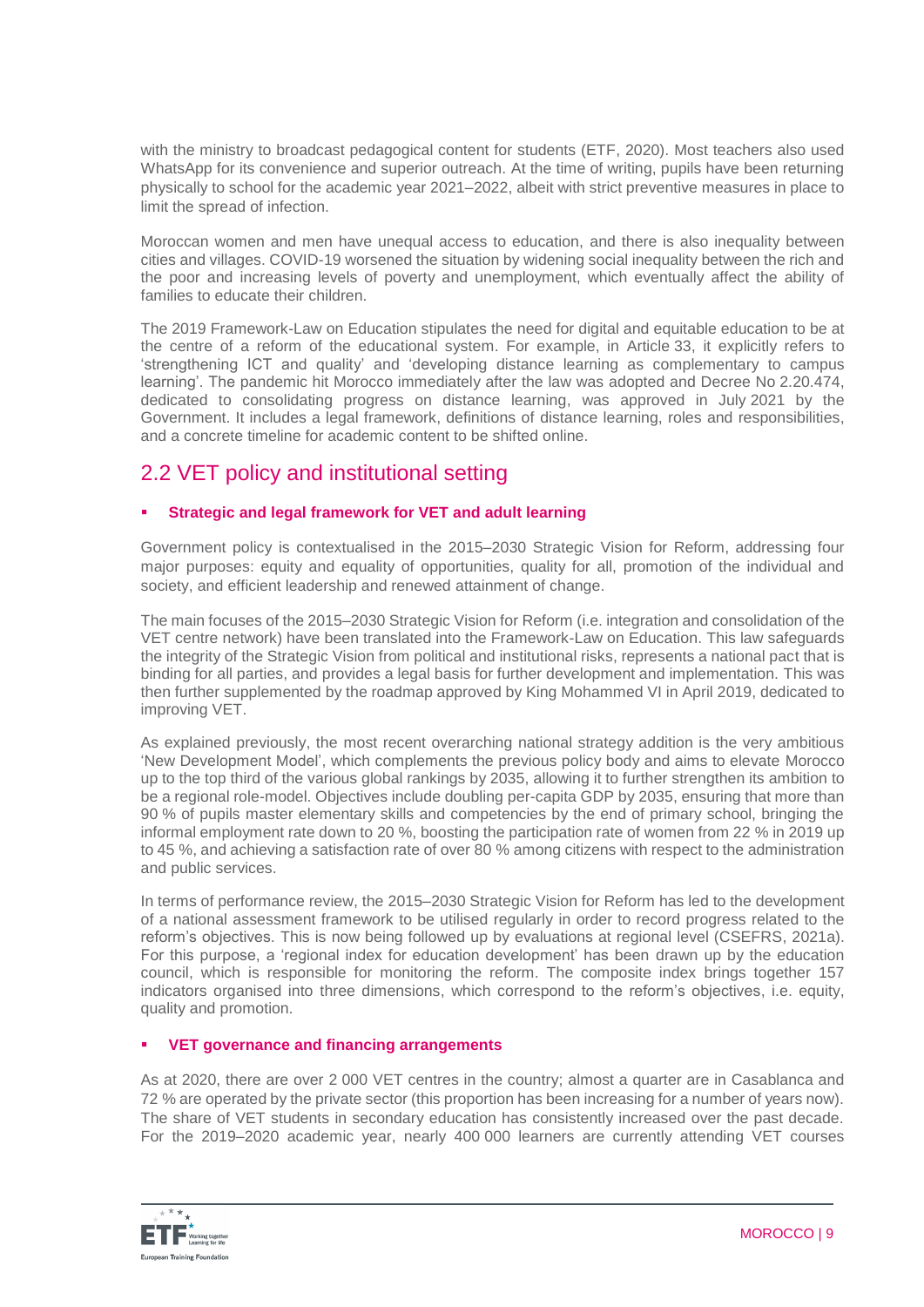with the ministry to broadcast pedagogical content for students (ETF, 2020). Most teachers also used WhatsApp for its convenience and superior outreach. At the time of writing, pupils have been returning physically to school for the academic year 2021–2022, albeit with strict preventive measures in place to limit the spread of infection.

Moroccan women and men have unequal access to education, and there is also inequality between cities and villages. COVID-19 worsened the situation by widening social inequality between the rich and the poor and increasing levels of poverty and unemployment, which eventually affect the ability of families to educate their children.

The 2019 Framework-Law on Education stipulates the need for digital and equitable education to be at the centre of a reform of the educational system. For example, in Article 33, it explicitly refers to 'strengthening ICT and quality' and 'developing distance learning as complementary to campus learning'. The pandemic hit Morocco immediately after the law was adopted and Decree No 2.20.474, dedicated to consolidating progress on distance learning, was approved in July 2021 by the Government. It includes a legal framework, definitions of distance learning, roles and responsibilities, and a concrete timeline for academic content to be shifted online.

## 2.2 VET policy and institutional setting

- **Strategic and legal framework for VET and adult learning**

Government policy is contextualised in the 2015–2030 Strategic Vision for Reform, addressing four major purposes: equity and equality of opportunities, quality for all, promotion of the individual and society, and efficient leadership and renewed attainment of change.

The main focuses of the 2015–2030 Strategic Vision for Reform (i.e. integration and consolidation of the VET centre network) have been translated into the Framework-Law on Education. This law safeguards the integrity of the Strategic Vision from political and institutional risks, represents a national pact that is binding for all parties, and provides a legal basis for further development and implementation. This was then further supplemented by the roadmap approved by King Mohammed VI in April 2019, dedicated to improving VET.

As explained previously, the most recent overarching national strategy addition is the very ambitious 'New Development Model', which complements the previous policy body and aims to elevate Morocco up to the top third of the various global rankings by 2035, allowing it to further strengthen its ambition to be a regional role-model. Objectives include doubling per-capita GDP by 2035, ensuring that more than 90 % of pupils master elementary skills and competencies by the end of primary school, bringing the informal employment rate down to 20 %, boosting the participation rate of women from 22 % in 2019 up to 45 %, and achieving a satisfaction rate of over 80 % among citizens with respect to the administration and public services.

In terms of performance review, the 2015–2030 Strategic Vision for Reform has led to the development of a national assessment framework to be utilised regularly in order to record progress related to the reform's objectives. This is now being followed up by evaluations at regional level (CSEFRS, 2021a). For this purpose, a 'regional index for education development' has been drawn up by the education council, which is responsible for monitoring the reform. The composite index brings together 157 indicators organised into three dimensions, which correspond to the reform's objectives, i.e. equity, quality and promotion.

- **VET governance and financing arrangements**

As at 2020, there are over 2 000 VET centres in the country; almost a quarter are in Casablanca and 72 % are operated by the private sector (this proportion has been increasing for a number of years now). The share of VET students in secondary education has consistently increased over the past decade. For the 2019–2020 academic year, nearly 400 000 learners are currently attending VET courses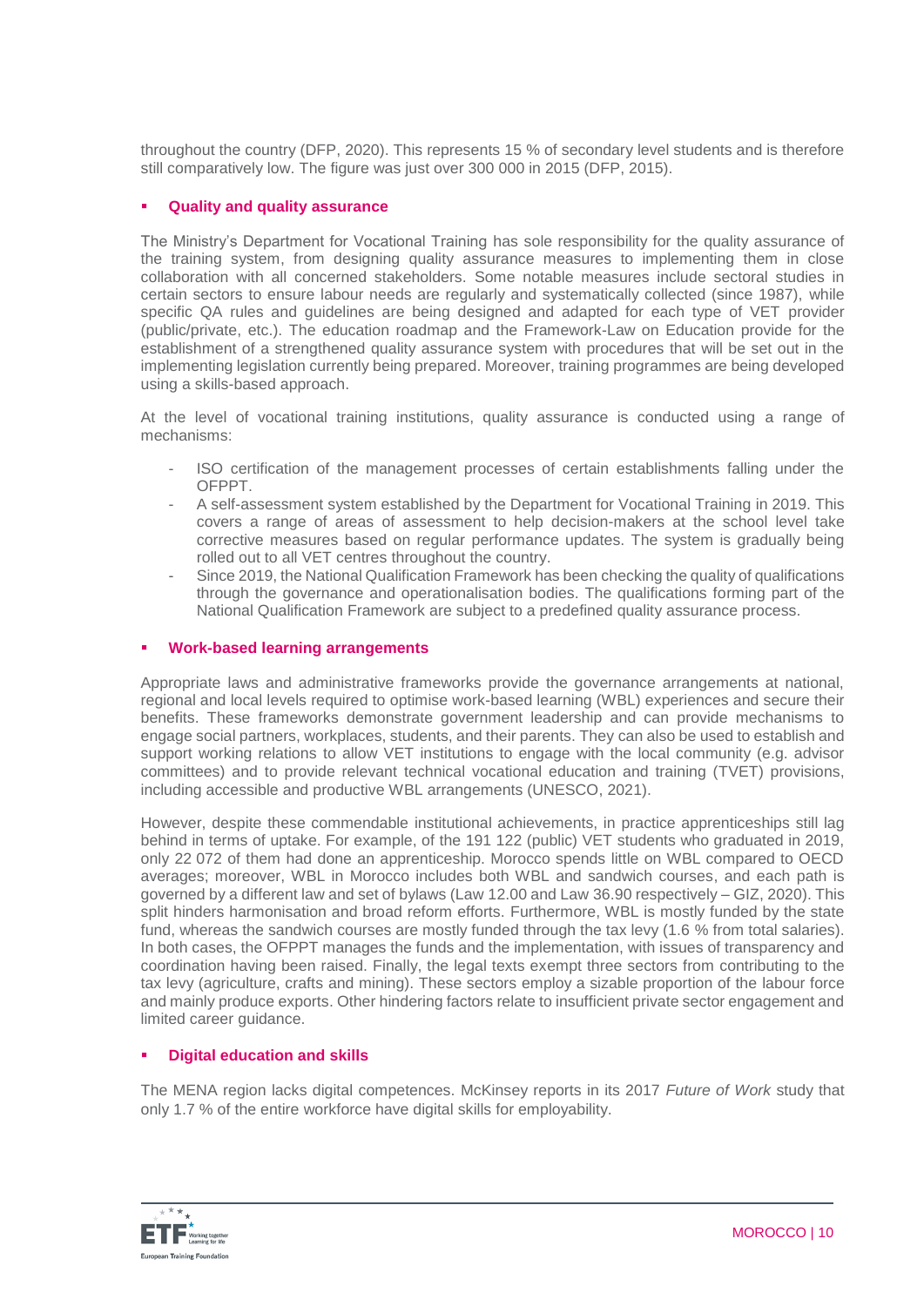throughout the country (DFP, 2020). This represents 15 % of secondary level students and is therefore still comparatively low. The figure was just over 300 000 in 2015 (DFP, 2015).

- **Quality and quality assurance**

The Ministry's Department for Vocational Training has sole responsibility for the quality assurance of the training system, from designing quality assurance measures to implementing them in close collaboration with all concerned stakeholders. Some notable measures include sectoral studies in certain sectors to ensure labour needs are regularly and systematically collected (since 1987), while specific QA rules and guidelines are being designed and adapted for each type of VET provider (public/private, etc.). The education roadmap and the Framework-Law on Education provide for the establishment of a strengthened quality assurance system with procedures that will be set out in the implementing legislation currently being prepared. Moreover, training programmes are being developed using a skills-based approach.

At the level of vocational training institutions, quality assurance is conducted using a range of mechanisms:

- ISO certification of the management processes of certain establishments falling under the OFPPT.
- A self-assessment system established by the Department for Vocational Training in 2019. This covers a range of areas of assessment to help decision-makers at the school level take corrective measures based on regular performance updates. The system is gradually being rolled out to all VET centres throughout the country.
- Since 2019, the National Qualification Framework has been checking the quality of qualifications through the governance and operationalisation bodies. The qualifications forming part of the National Qualification Framework are subject to a predefined quality assurance process.

- **Work-based learning arrangements**

Appropriate laws and administrative frameworks provide the governance arrangements at national, regional and local levels required to optimise work-based learning (WBL) experiences and secure their benefits. These frameworks demonstrate government leadership and can provide mechanisms to engage social partners, workplaces, students, and their parents. They can also be used to establish and support working relations to allow VET institutions to engage with the local community (e.g. advisor committees) and to provide relevant technical vocational education and training (TVET) provisions, including accessible and productive WBL arrangements (UNESCO, 2021).

However, despite these commendable institutional achievements, in practice apprenticeships still lag behind in terms of uptake. For example, of the 191 122 (public) VET students who graduated in 2019, only 22 072 of them had done an apprenticeship. Morocco spends little on WBL compared to OECD averages; moreover, WBL in Morocco includes both WBL and sandwich courses, and each path is governed by a different law and set of bylaws (Law 12.00 and Law 36.90 respectively – GIZ, 2020). This split hinders harmonisation and broad reform efforts. Furthermore, WBL is mostly funded by the state fund, whereas the sandwich courses are mostly funded through the tax levy (1.6 % from total salaries). In both cases, the OFPPT manages the funds and the implementation, with issues of transparency and coordination having been raised. Finally, the legal texts exempt three sectors from contributing to the tax levy (agriculture, crafts and mining). These sectors employ a sizable proportion of the labour force and mainly produce exports. Other hindering factors relate to insufficient private sector engagement and limited career guidance.

- **Digital education and skills**

The MENA region lacks digital competences. McKinsey reports in its 2017 *Future of Work* study that only 1.7 % of the entire workforce have digital skills for employability.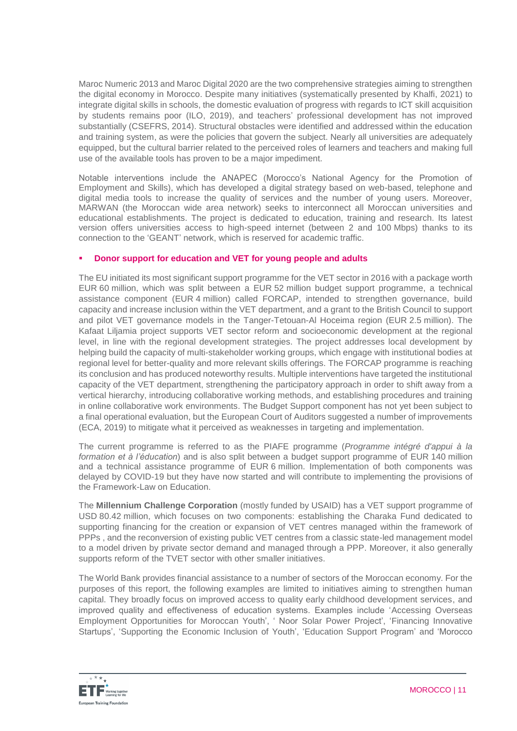Maroc Numeric 2013 and Maroc Digital 2020 are the two comprehensive strategies aiming to strengthen the digital economy in Morocco. Despite many initiatives (systematically presented by Khalfi, 2021) to integrate digital skills in schools, the domestic evaluation of progress with regards to ICT skill acquisition by students remains poor (ILO, 2019), and teachers' professional development has not improved substantially (CSEFRS, 2014). Structural obstacles were identified and addressed within the education and training system, as were the policies that govern the subject. Nearly all universities are adequately equipped, but the cultural barrier related to the perceived roles of learners and teachers and making full use of the available tools has proven to be a major impediment.

Notable interventions include the ANAPEC (Morocco's National Agency for the Promotion of Employment and Skills), which has developed a digital strategy based on web-based, telephone and digital media tools to increase the quality of services and the number of young users. Moreover, MARWAN (the Moroccan wide area network) seeks to interconnect all Moroccan universities and educational establishments. The project is dedicated to education, training and research. Its latest version offers universities access to high-speed internet (between 2 and 100 Mbps) thanks to its connection to the 'GEANT' network, which is reserved for academic traffic.

- **Donor support for education and VET for young people and adults**

The EU initiated its most significant support programme for the VET sector in 2016 with a package worth EUR 60 million, which was split between a EUR 52 million budget support programme, a technical assistance component (EUR 4 million) called FORCAP, intended to strengthen governance, build capacity and increase inclusion within the VET department, and a grant to the British Council to support and pilot VET governance models in the Tanger-Tetouan-Al Hoceima region (EUR 2.5 million). The Kafaat Liljamia project supports VET sector reform and socioeconomic development at the regional level, in line with the regional development strategies. The project addresses local development by helping build the capacity of multi-stakeholder working groups, which engage with institutional bodies at regional level for better-quality and more relevant skills offerings. The FORCAP programme is reaching its conclusion and has produced noteworthy results. Multiple interventions have targeted the institutional capacity of the VET department, strengthening the participatory approach in order to shift away from a vertical hierarchy, introducing collaborative working methods, and establishing procedures and training in online collaborative work environments. The Budget Support component has not yet been subject to a final operational evaluation, but the European Court of Auditors suggested a number of improvements (ECA, 2019) to mitigate what it perceived as weaknesses in targeting and implementation.

The current programme is referred to as the PIAFE programme (*Programme intégré d'appui à la formation et à l'éducation*) and is also split between a budget support programme of EUR 140 million and a technical assistance programme of EUR 6 million. Implementation of both components was delayed by COVID-19 but they have now started and will contribute to implementing the provisions of the Framework-Law on Education.

The **Millennium Challenge Corporation** (mostly funded by USAID) has a VET support programme of USD 80.42 million, which focuses on two components: establishing the Charaka Fund dedicated to supporting financing for the creation or expansion of VET centres managed within the framework of PPPs , and the reconversion of existing public VET centres from a classic state-led management model to a model driven by private sector demand and managed through a PPP. Moreover, it also generally supports reform of the TVET sector with other smaller initiatives.

The World Bank provides financial assistance to a number of sectors of the Moroccan economy. For the purposes of this report, the following examples are limited to initiatives aiming to strengthen human capital. They broadly focus on improved access to quality early childhood development services, and improved quality and effectiveness of education systems. Examples include 'Accessing Overseas Employment Opportunities for Moroccan Youth', ' Noor Solar Power Project', 'Financing Innovative Startups', 'Supporting the Economic Inclusion of Youth', 'Education Support Program' and 'Morocco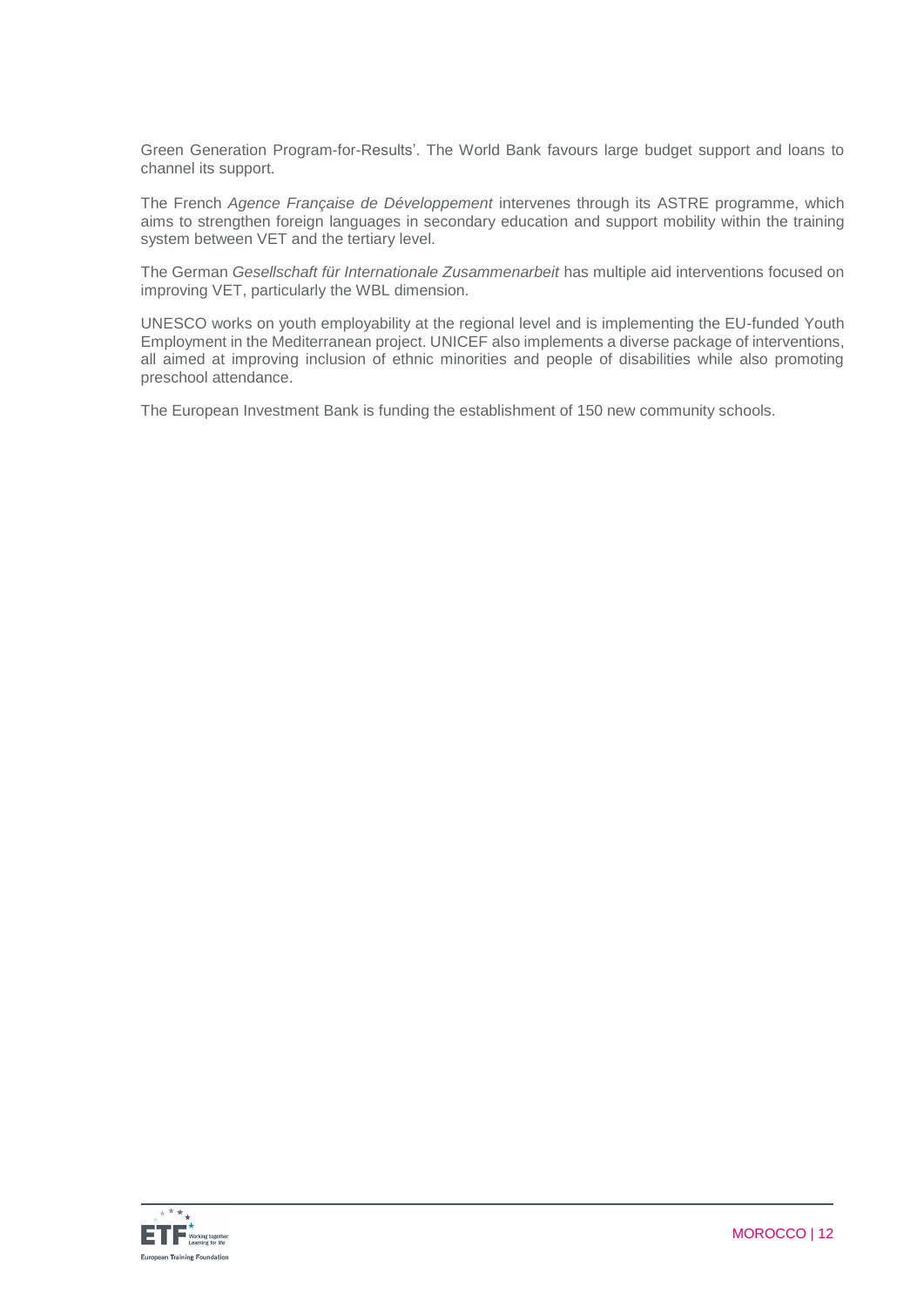Green Generation Program-for-Results'. The World Bank favours large budget support and loans to channel its support.

The French *Agence Française de Développement* intervenes through its ASTRE programme, which aims to strengthen foreign languages in secondary education and support mobility within the training system between VET and the tertiary level.

The German *Gesellschaft für Internationale Zusammenarbeit* has multiple aid interventions focused on improving VET, particularly the WBL dimension.

UNESCO works on youth employability at the regional level and is implementing the EU-funded Youth Employment in the Mediterranean project. UNICEF also implements a diverse package of interventions, all aimed at improving inclusion of ethnic minorities and people of disabilities while also promoting preschool attendance.

The European Investment Bank is funding the establishment of 150 new community schools.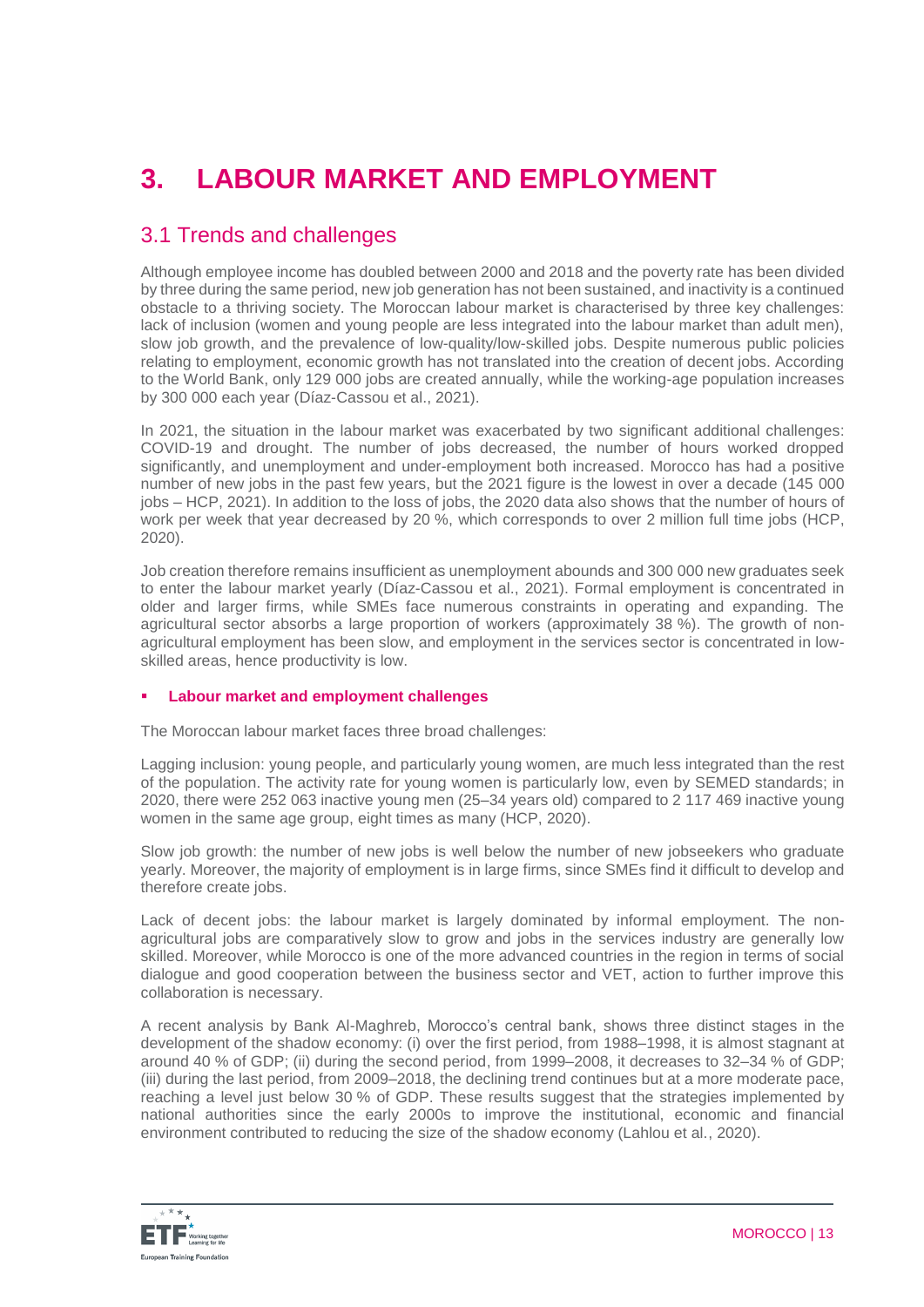# 3. LABOUR MARKET AND EMPLOYMENT

## 3.1 Trends and challenges

Although employee income has doubled between 2000 and 2018 and the poverty rate has been divided by three during the same period, new job generation has not been sustained, and inactivity is a continued obstacle to a thriving society. The Moroccan labour market is characterised by three key challenges: lack of inclusion (women and young people are less integrated into the labour market than adult men), slow job growth, and the prevalence of low-quality/low-skilled jobs. Despite numerous public policies relating to employment, economic growth has not translated into the creation of decent jobs. According to the World Bank, only 129 000 jobs are created annually, while the working-age population increases by 300 000 each year (Díaz-Cassou et al., 2021).

In 2021, the situation in the labour market was exacerbated by two significant additional challenges: COVID-19 and drought. The number of jobs decreased, the number of hours worked dropped significantly, and unemployment and under-employment both increased. Morocco has had a positive number of new jobs in the past few years, but the 2021 figure is the lowest in over a decade (145 000 jobs – HCP, 2021). In addition to the loss of jobs, the 2020 data also shows that the number of hours of work per week that year decreased by 20 %, which corresponds to over 2 million full time jobs (HCP, 2020).

Job creation therefore remains insufficient as unemployment abounds and 300 000 new graduates seek to enter the labour market yearly (Díaz-Cassou et al., 2021). Formal employment is concentrated in older and larger firms, while SMEs face numerous constraints in operating and expanding. The agricultural sector absorbs a large proportion of workers (approximately 38 %). The growth of non-agricultural employment has been slow, and employment in the services sector is concentrated in low-skilled areas, hence productivity is low.

- **Labour market and employment challenges**

The Moroccan labour market faces three broad challenges:

Lagging inclusion: young people, and particularly young women, are much less integrated than the rest of the population. The activity rate for young women is particularly low, even by SEMED standards; in 2020, there were 252 063 inactive young men (25–34 years old) compared to 2 117 469 inactive young women in the same age group, eight times as many (HCP, 2020).

Slow job growth: the number of new jobs is well below the number of new jobseekers who graduate yearly. Moreover, the majority of employment is in large firms, since SMEs find it difficult to develop and therefore create jobs.

Lack of decent jobs: the labour market is largely dominated by informal employment. The non-agricultural jobs are comparatively slow to grow and jobs in the services industry are generally low skilled. Moreover, while Morocco is one of the more advanced countries in the region in terms of social dialogue and good cooperation between the business sector and VET, action to further improve this collaboration is necessary.

A recent analysis by Bank Al-Maghreb, Morocco's central bank, shows three distinct stages in the development of the shadow economy: (i) over the first period, from 1988–1998, it is almost stagnant at around 40 % of GDP; (ii) during the second period, from 1999–2008, it decreases to 32–34 % of GDP; (iii) during the last period, from 2009–2018, the declining trend continues but at a more moderate pace, reaching a level just below 30 % of GDP. These results suggest that the strategies implemented by national authorities since the early 2000s to improve the institutional, economic and financial environment contributed to reducing the size of the shadow economy (Lahlou et al., 2020).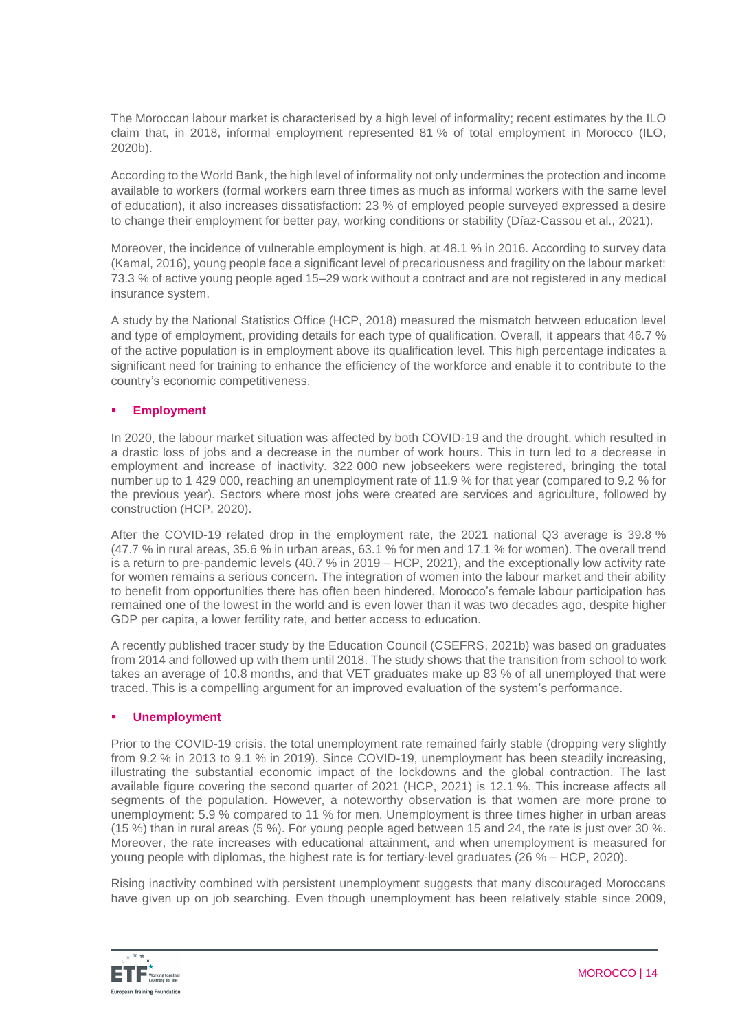The Moroccan labour market is characterised by a high level of informality; recent estimates by the ILO claim that, in 2018, informal employment represented 81 % of total employment in Morocco (ILO, 2020b).

According to the World Bank, the high level of informality not only undermines the protection and income available to workers (formal workers earn three times as much as informal workers with the same level of education), it also increases dissatisfaction: 23 % of employed people surveyed expressed a desire to change their employment for better pay, working conditions or stability (Díaz-Cassou et al., 2021).

Moreover, the incidence of vulnerable employment is high, at 48.1 % in 2016. According to survey data (Kamal, 2016), young people face a significant level of precariousness and fragility on the labour market: 73.3 % of active young people aged 15–29 work without a contract and are not registered in any medical insurance system.

A study by the National Statistics Office (HCP, 2018) measured the mismatch between education level and type of employment, providing details for each type of qualification. Overall, it appears that 46.7 % of the active population is in employment above its qualification level. This high percentage indicates a significant need for training to enhance the efficiency of the workforce and enable it to contribute to the country's economic competitiveness.

- **Employment**

In 2020, the labour market situation was affected by both COVID-19 and the drought, which resulted in a drastic loss of jobs and a decrease in the number of work hours. This in turn led to a decrease in employment and increase of inactivity. 322 000 new jobseekers were registered, bringing the total number up to 1 429 000, reaching an unemployment rate of 11.9 % for that year (compared to 9.2 % for the previous year). Sectors where most jobs were created are services and agriculture, followed by construction (HCP, 2020).

After the COVID-19 related drop in the employment rate, the 2021 national Q3 average is 39.8 % (47.7 % in rural areas, 35.6 % in urban areas, 63.1 % for men and 17.1 % for women). The overall trend is a return to pre-pandemic levels (40.7 % in 2019 – HCP, 2021), and the exceptionally low activity rate for women remains a serious concern. The integration of women into the labour market and their ability to benefit from opportunities there has often been hindered. Morocco's female labour participation has remained one of the lowest in the world and is even lower than it was two decades ago, despite higher GDP per capita, a lower fertility rate, and better access to education.

A recently published tracer study by the Education Council (CSEFRS, 2021b) was based on graduates from 2014 and followed up with them until 2018. The study shows that the transition from school to work takes an average of 10.8 months, and that VET graduates make up 83 % of all unemployed that were traced. This is a compelling argument for an improved evaluation of the system's performance.

- **Unemployment**

Prior to the COVID-19 crisis, the total unemployment rate remained fairly stable (dropping very slightly from 9.2 % in 2013 to 9.1 % in 2019). Since COVID-19, unemployment has been steadily increasing, illustrating the substantial economic impact of the lockdowns and the global contraction. The last available figure covering the second quarter of 2021 (HCP, 2021) is 12.1 %. This increase affects all segments of the population. However, a noteworthy observation is that women are more prone to unemployment: 5.9 % compared to 11 % for men. Unemployment is three times higher in urban areas (15 %) than in rural areas (5 %). For young people aged between 15 and 24, the rate is just over 30 %. Moreover, the rate increases with educational attainment, and when unemployment is measured for young people with diplomas, the highest rate is for tertiary-level graduates (26 % – HCP, 2020).

Rising inactivity combined with persistent unemployment suggests that many discouraged Moroccans have given up on job searching. Even though unemployment has been relatively stable since 2009,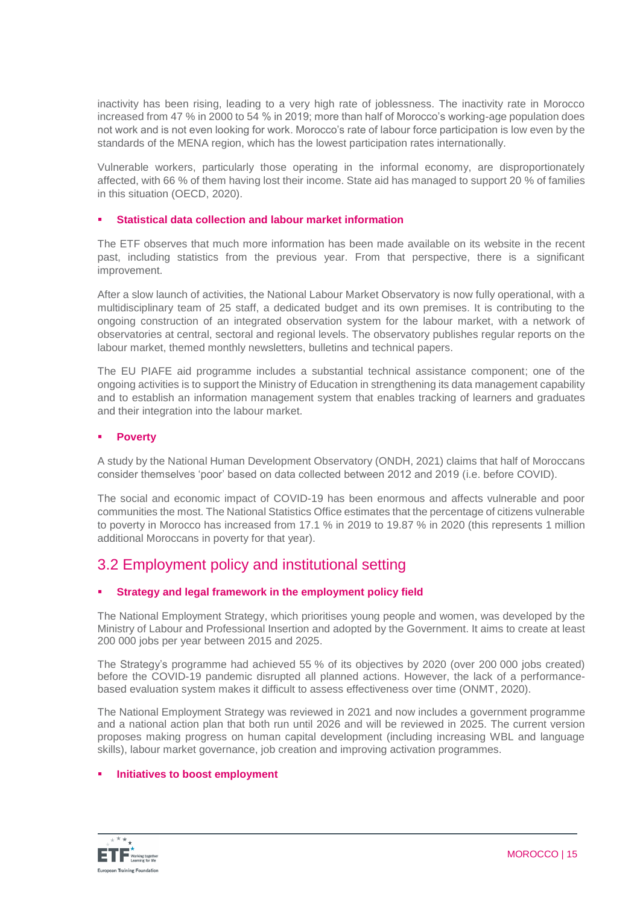inactivity has been rising, leading to a very high rate of joblessness. The inactivity rate in Morocco increased from 47 % in 2000 to 54 % in 2019; more than half of Morocco's working-age population does not work and is not even looking for work. Morocco's rate of labour force participation is low even by the standards of the MENA region, which has the lowest participation rates internationally.

Vulnerable workers, particularly those operating in the informal economy, are disproportionately affected, with 66 % of them having lost their income. State aid has managed to support 20 % of families in this situation (OECD, 2020).

- **Statistical data collection and labour market information**

The ETF observes that much more information has been made available on its website in the recent past, including statistics from the previous year. From that perspective, there is a significant improvement.

After a slow launch of activities, the National Labour Market Observatory is now fully operational, with a multidisciplinary team of 25 staff, a dedicated budget and its own premises. It is contributing to the ongoing construction of an integrated observation system for the labour market, with a network of observatories at central, sectoral and regional levels. The observatory publishes regular reports on the labour market, themed monthly newsletters, bulletins and technical papers.

The EU PIAFE aid programme includes a substantial technical assistance component; one of the ongoing activities is to support the Ministry of Education in strengthening its data management capability and to establish an information management system that enables tracking of learners and graduates and their integration into the labour market.

- **Poverty**

A study by the National Human Development Observatory (ONDH, 2021) claims that half of Moroccans consider themselves 'poor' based on data collected between 2012 and 2019 (i.e. before COVID).

The social and economic impact of COVID-19 has been enormous and affects vulnerable and poor communities the most. The National Statistics Office estimates that the percentage of citizens vulnerable to poverty in Morocco has increased from 17.1 % in 2019 to 19.87 % in 2020 (this represents 1 million additional Moroccans in poverty for that year).

## 3.2 Employment policy and institutional setting

- **Strategy and legal framework in the employment policy field**

The National Employment Strategy, which prioritises young people and women, was developed by the Ministry of Labour and Professional Insertion and adopted by the Government. It aims to create at least 200 000 jobs per year between 2015 and 2025.

The Strategy's programme had achieved 55 % of its objectives by 2020 (over 200 000 jobs created) before the COVID-19 pandemic disrupted all planned actions. However, the lack of a performance-based evaluation system makes it difficult to assess effectiveness over time (ONMT, 2020).

The National Employment Strategy was reviewed in 2021 and now includes a government programme and a national action plan that both run until 2026 and will be reviewed in 2025. The current version proposes making progress on human capital development (including increasing WBL and language skills), labour market governance, job creation and improving activation programmes.

- **Initiatives to boost employment**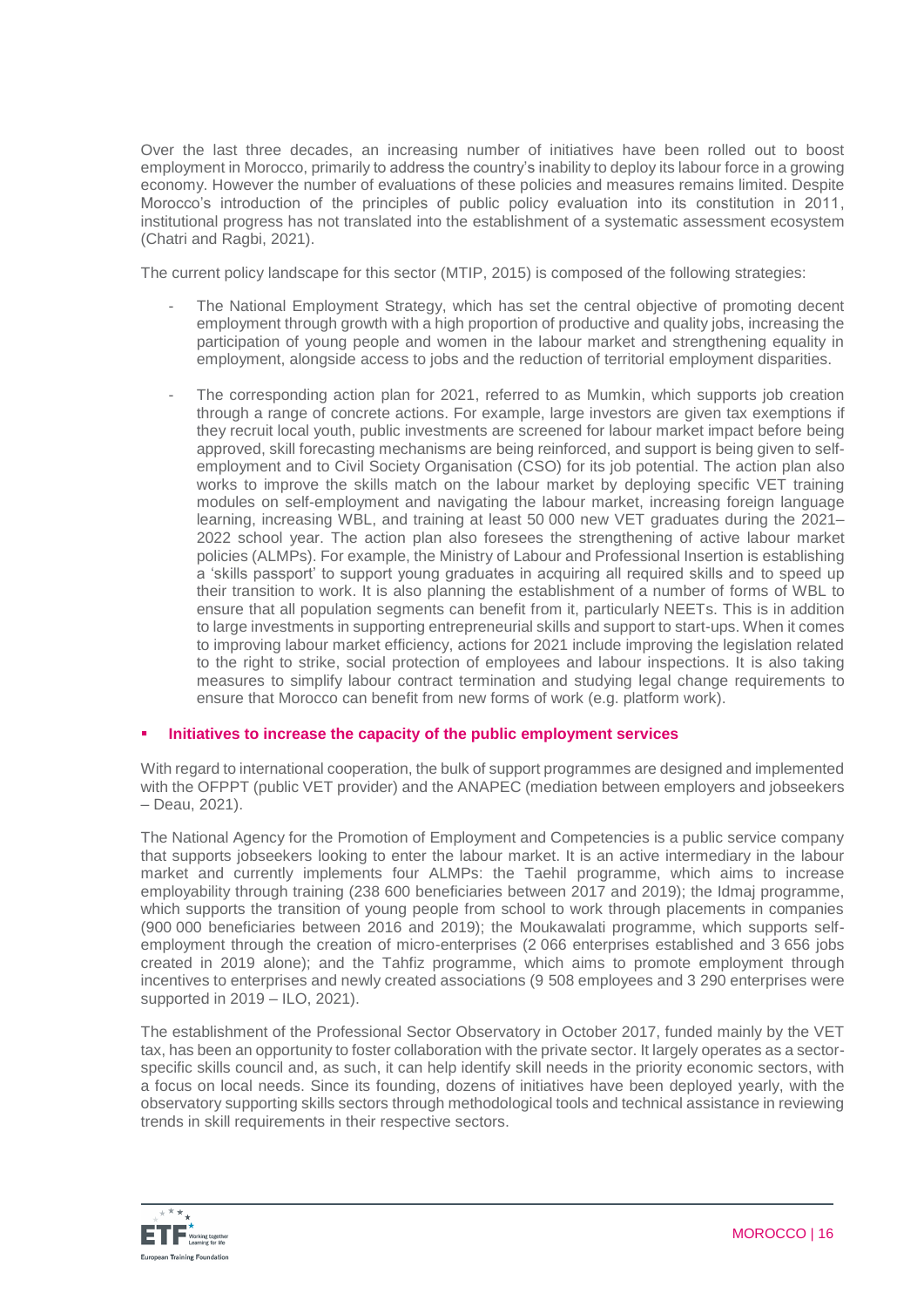Over the last three decades, an increasing number of initiatives have been rolled out to boost employment in Morocco, primarily to address the country's inability to deploy its labour force in a growing economy. However the number of evaluations of these policies and measures remains limited. Despite Morocco's introduction of the principles of public policy evaluation into its constitution in 2011, institutional progress has not translated into the establishment of a systematic assessment ecosystem (Chatri and Ragbi, 2021).

The current policy landscape for this sector (MTIP, 2015) is composed of the following strategies:

- The National Employment Strategy, which has set the central objective of promoting decent employment through growth with a high proportion of productive and quality jobs, increasing the participation of young people and women in the labour market and strengthening equality in employment, alongside access to jobs and the reduction of territorial employment disparities.
- The corresponding action plan for 2021, referred to as Mumkin, which supports job creation through a range of concrete actions. For example, large investors are given tax exemptions if they recruit local youth, public investments are screened for labour market impact before being approved, skill forecasting mechanisms are being reinforced, and support is being given to self-employment and to Civil Society Organisation (CSO) for its job potential. The action plan also works to improve the skills match on the labour market by deploying specific VET training modules on self-employment and navigating the labour market, increasing foreign language learning, increasing WBL, and training at least 50 000 new VET graduates during the 2021–2022 school year. The action plan also foresees the strengthening of active labour market policies (ALMPs). For example, the Ministry of Labour and Professional Insertion is establishing a 'skills passport' to support young graduates in acquiring all required skills and to speed up their transition to work. It is also planning the establishment of a number of forms of WBL to ensure that all population segments can benefit from it, particularly NEETs. This is in addition to large investments in supporting entrepreneurial skills and support to start-ups. When it comes to improving labour market efficiency, actions for 2021 include improving the legislation related to the right to strike, social protection of employees and labour inspections. It is also taking measures to simplify labour contract termination and studying legal change requirements to ensure that Morocco can benefit from new forms of work (e.g. platform work).

- **Initiatives to increase the capacity of the public employment services**

With regard to international cooperation, the bulk of support programmes are designed and implemented with the OFPPT (public VET provider) and the ANAPEC (mediation between employers and jobseekers – Deau, 2021).

The National Agency for the Promotion of Employment and Competencies is a public service company that supports jobseekers looking to enter the labour market. It is an active intermediary in the labour market and currently implements four ALMPs: the Taehil programme, which aims to increase employability through training (238 600 beneficiaries between 2017 and 2019); the Idmaj programme, which supports the transition of young people from school to work through placements in companies (900 000 beneficiaries between 2016 and 2019); the Moukawalati programme, which supports self-employment through the creation of micro-enterprises (2 066 enterprises established and 3 656 jobs created in 2019 alone); and the Tahfiz programme, which aims to promote employment through incentives to enterprises and newly created associations (9 508 employees and 3 290 enterprises were supported in 2019 – ILO, 2021).

The establishment of the Professional Sector Observatory in October 2017, funded mainly by the VET tax, has been an opportunity to foster collaboration with the private sector. It largely operates as a sector-specific skills council and, as such, it can help identify skill needs in the priority economic sectors, with a focus on local needs. Since its founding, dozens of initiatives have been deployed yearly, with the observatory supporting skills sectors through methodological tools and technical assistance in reviewing trends in skill requirements in their respective sectors.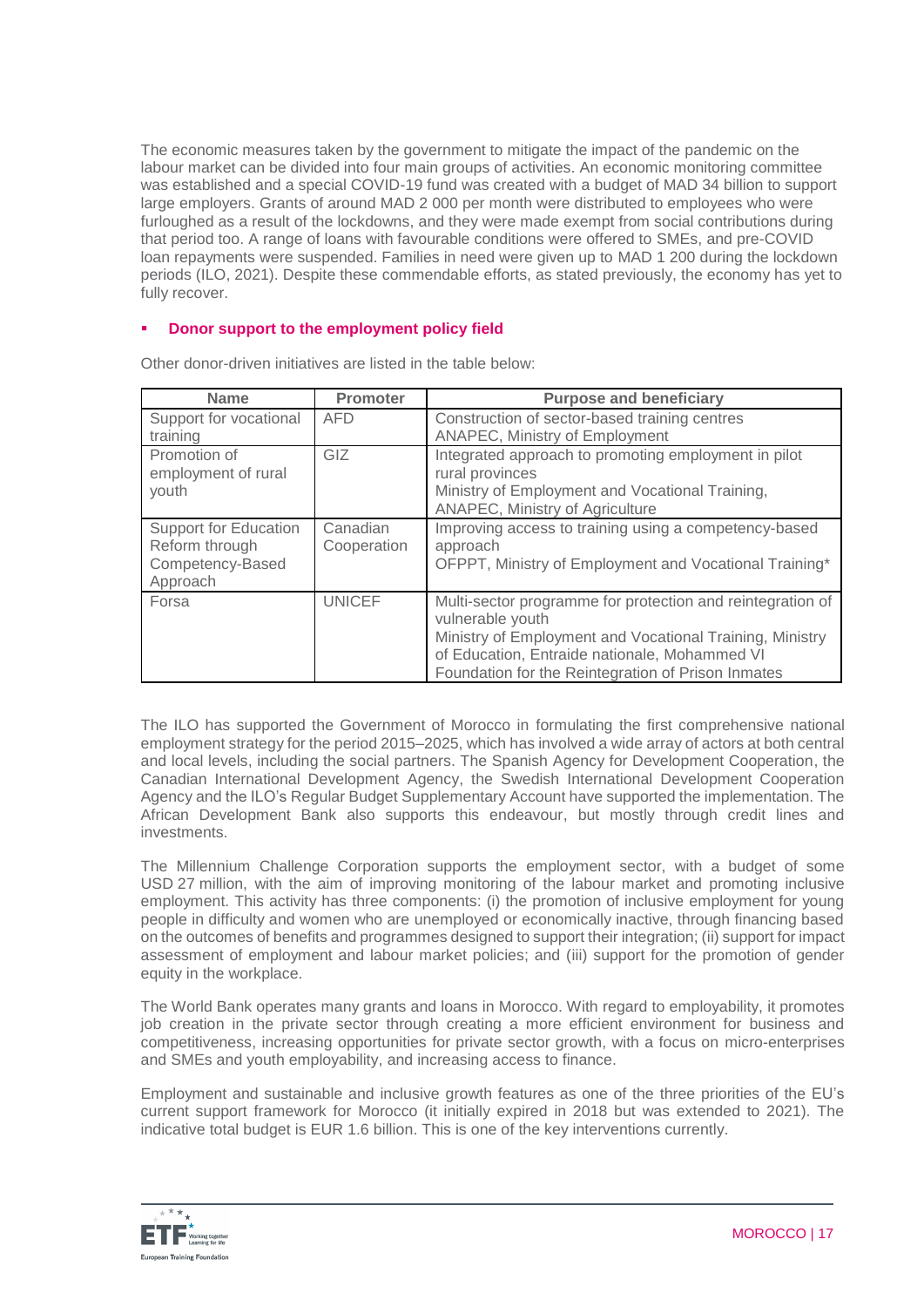The economic measures taken by the government to mitigate the impact of the pandemic on the labour market can be divided into four main groups of activities. An economic monitoring committee was established and a special COVID-19 fund was created with a budget of MAD 34 billion to support large employers. Grants of around MAD 2 000 per month were distributed to employees who were furloughed as a result of the lockdowns, and they were made exempt from social contributions during that period too. A range of loans with favourable conditions were offered to SMEs, and pre-COVID loan repayments were suspended. Families in need were given up to MAD 1 200 during the lockdown periods (ILO, 2021). Despite these commendable efforts, as stated previously, the economy has yet to fully recover.

- **Donor support to the employment policy field**

Other donor-driven initiatives are listed in the table below:

| Name | Promoter | Purpose and beneficiary |
|---|---|---|
| Support for vocational training | AFD | Construction of sector-based training centres<br>ANAPEC, Ministry of Employment |
| Promotion of employment of rural youth | GIZ | Integrated approach to promoting employment in pilot rural provinces<br>Ministry of Employment and Vocational Training, ANAPEC, Ministry of Agriculture |
| Support for Education Reform through Competency-Based Approach | Canadian Cooperation | Improving access to training using a competency-based approach<br>OFPPT, Ministry of Employment and Vocational Training* |
| Forsa | UNICEF | Multi-sector programme for protection and reintegration of vulnerable youth<br>Ministry of Employment and Vocational Training, Ministry of Education, Entraide nationale, Mohammed VI Foundation for the Reintegration of Prison Inmates |

The ILO has supported the Government of Morocco in formulating the first comprehensive national employment strategy for the period 2015–2025, which has involved a wide array of actors at both central and local levels, including the social partners. The Spanish Agency for Development Cooperation, the Canadian International Development Agency, the Swedish International Development Cooperation Agency and the ILO's Regular Budget Supplementary Account have supported the implementation. The African Development Bank also supports this endeavour, but mostly through credit lines and investments.

The Millennium Challenge Corporation supports the employment sector, with a budget of some USD 27 million, with the aim of improving monitoring of the labour market and promoting inclusive employment. This activity has three components: (i) the promotion of inclusive employment for young people in difficulty and women who are unemployed or economically inactive, through financing based on the outcomes of benefits and programmes designed to support their integration; (ii) support for impact assessment of employment and labour market policies; and (iii) support for the promotion of gender equity in the workplace.

The World Bank operates many grants and loans in Morocco. With regard to employability, it promotes job creation in the private sector through creating a more efficient environment for business and competitiveness, increasing opportunities for private sector growth, with a focus on micro-enterprises and SMEs and youth employability, and increasing access to finance.

Employment and sustainable and inclusive growth features as one of the three priorities of the EU's current support framework for Morocco (it initially expired in 2018 but was extended to 2021). The indicative total budget is EUR 1.6 billion. This is one of the key interventions currently.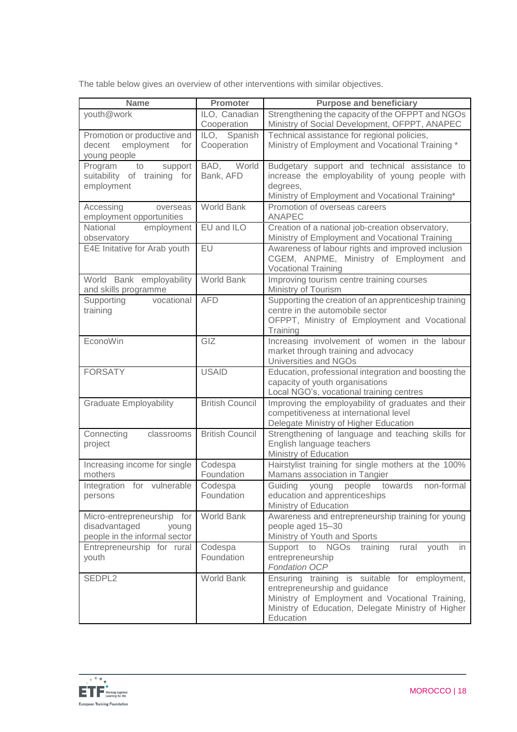The table below gives an overview of other interventions with similar objectives.

| Name | Promoter | Purpose and beneficiary |
|---|---|---|
| youth@work | ILO, Canadian Cooperation | Strengthening the capacity of the OFPPT and NGOs<br>Ministry of Social Development, OFPPT, ANAPEC |
| Promotion or productive and decent employment for young people | ILO, Spanish Cooperation | Technical assistance for regional policies,<br>Ministry of Employment and Vocational Training * |
| Program to support suitability of training for employment | BAD, World Bank, AFD | Budgetary support and technical assistance to increase the employability of young people with degrees,<br>Ministry of Employment and Vocational Training* |
| Accessing overseas employment opportunities | World Bank | Promotion of overseas careers<br>ANAPEC |
| National employment observatory | EU and ILO | Creation of a national job-creation observatory,<br>Ministry of Employment and Vocational Training |
| E4E Initative for Arab youth | EU | Awareness of labour rights and improved inclusion<br>CGEM, ANPME, Ministry of Employment and Vocational Training |
| World Bank employability and skills programme | World Bank | Improving tourism centre training courses<br>Ministry of Tourism |
| Supporting vocational training | AFD | Supporting the creation of an apprenticeship training centre in the automobile sector<br>OFPPT, Ministry of Employment and Vocational Training |
| EconoWin | GIZ | Increasing involvement of women in the labour market through training and advocacy<br>Universities and NGOs |
| FORSATY | USAID | Education, professional integration and boosting the capacity of youth organisations<br>Local NGO's, vocational training centres |
| Graduate Employability | British Council | Improving the employability of graduates and their competitiveness at international level<br>Delegate Ministry of Higher Education |
| Connecting classrooms project | British Council | Strengthening of language and teaching skills for English language teachers<br>Ministry of Education |
| Increasing income for single mothers | Codespa Foundation | Hairstylist training for single mothers at the 100% Mamans association in Tangier |
| Integration for vulnerable persons | Codespa Foundation | Guiding young people towards non-formal education and apprenticeships<br>Ministry of Education |
| Micro-entrepreneurship for disadvantaged young people in the informal sector | World Bank | Awareness and entrepreneurship training for young people aged 15–30<br>Ministry of Youth and Sports |
| Entrepreneurship for rural youth | Codespa Foundation | Support to NGOs training rural youth in entrepreneurship<br>*Fondation OCP* |
| SEDPL2 | World Bank | Ensuring training is suitable for employment, entrepreneurship and guidance<br>Ministry of Employment and Vocational Training, Ministry of Education, Delegate Ministry of Higher Education |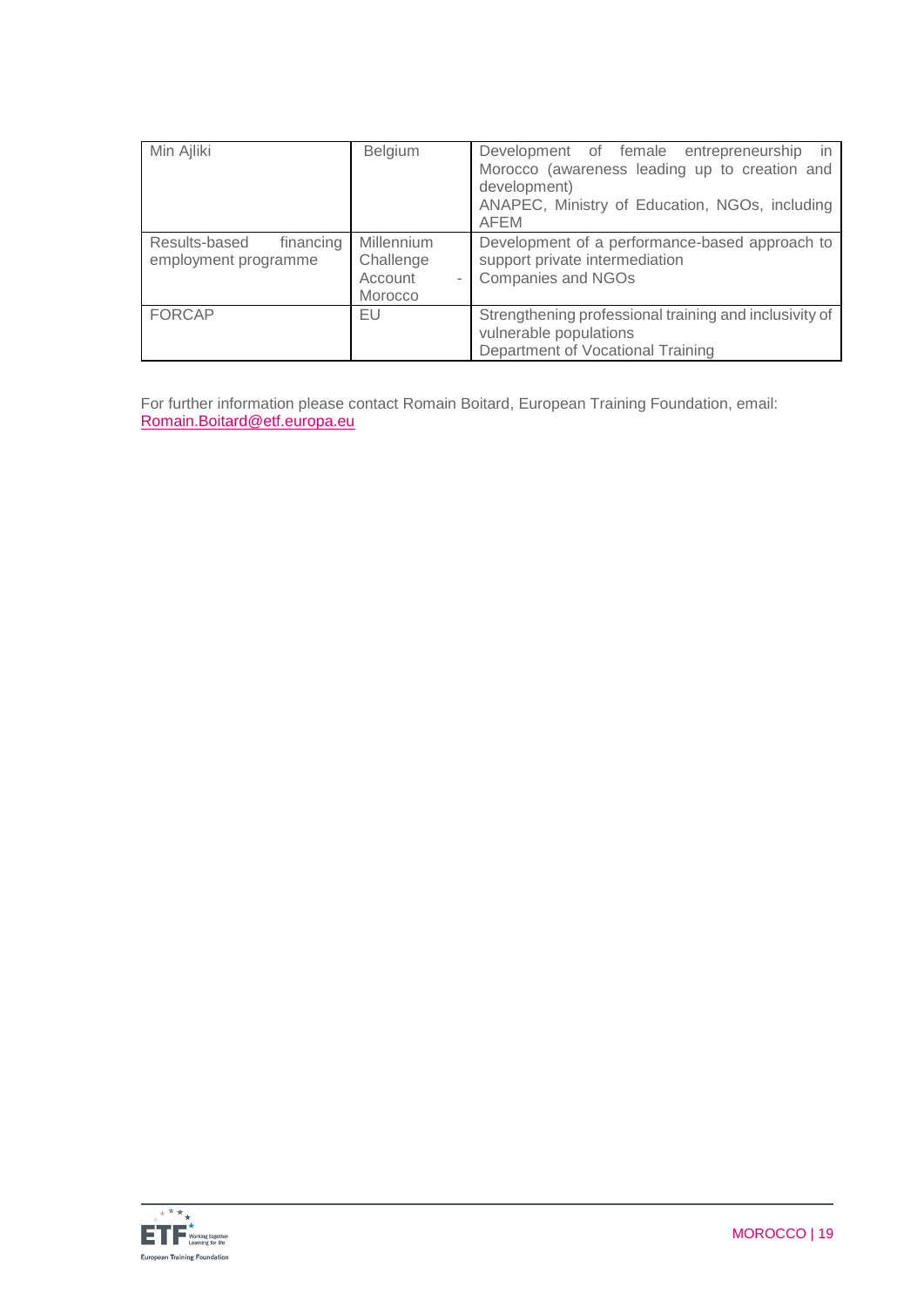| | | |
|---|---|---|
| Min Ajliki | Belgium | Development of female entrepreneurship in Morocco (awareness leading up to creation and development)<br>ANAPEC, Ministry of Education, NGOs, including AFEM |
| Results-based financing employment programme | Millennium Challenge Account - Morocco | Development of a performance-based approach to support private intermediation<br>Companies and NGOs |
| FORCAP | EU | Strengthening professional training and inclusivity of vulnerable populations<br>Department of Vocational Training |

For further information please contact Romain Boitard, European Training Foundation, email: Romain.Boitard@etf.europa.eu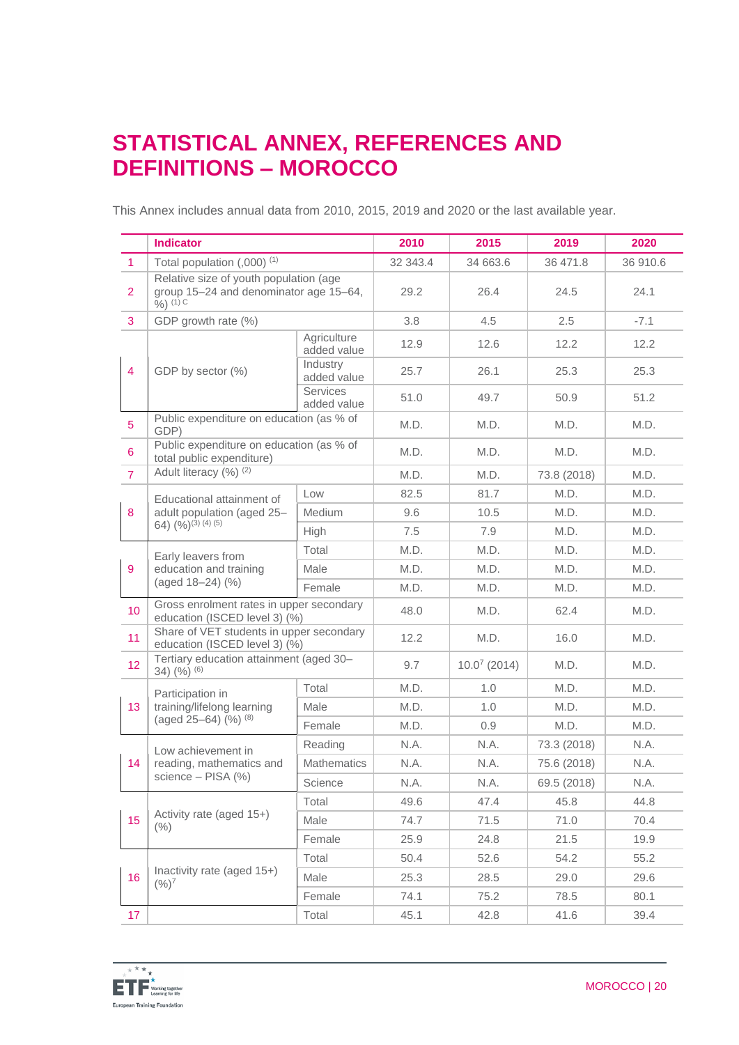# STATISTICAL ANNEX, REFERENCES AND DEFINITIONS – MOROCCO

This Annex includes annual data from 2010, 2015, 2019 and 2020 or the last available year.

| | Indicator | | 2010 | 2015 | 2019 | 2020 |
|---|---|---|---|---|---|---|
| 1 | Total population (,000) (1) | | 32 343.4 | 34 663.6 | 36 471.8 | 36 910.6 |
| 2 | Relative size of youth population (age group 15–24 and denominator age 15–64, %) (1) C | | 29.2 | 26.4 | 24.5 | 24.1 |
| 3 | GDP growth rate (%) | | 3.8 | 4.5 | 2.5 | -7.1 |
| 4 | GDP by sector (%) | Agriculture added value | 12.9 | 12.6 | 12.2 | 12.2 |
| | | Industry added value | 25.7 | 26.1 | 25.3 | 25.3 |
| | | Services added value | 51.0 | 49.7 | 50.9 | 51.2 |
| 5 | Public expenditure on education (as % of GDP) | | M.D. | M.D. | M.D. | M.D. |
| 6 | Public expenditure on education (as % of total public expenditure) | | M.D. | M.D. | M.D. | M.D. |
| 7 | Adult literacy (%) (2) | | M.D. | M.D. | 73.8 (2018) | M.D. |
| 8 | Educational attainment of adult population (aged 25–64) (%)(3) (4) (5) | Low | 82.5 | 81.7 | M.D. | M.D. |
| | | Medium | 9.6 | 10.5 | M.D. | M.D. |
| | | High | 7.5 | 7.9 | M.D. | M.D. |
| 9 | Early leavers from education and training (aged 18–24) (%) | Total | M.D. | M.D. | M.D. | M.D. |
| | | Male | M.D. | M.D. | M.D. | M.D. |
| | | Female | M.D. | M.D. | M.D. | M.D. |
| 10 | Gross enrolment rates in upper secondary education (ISCED level 3) (%) | | 48.0 | M.D. | 62.4 | M.D. |
| 11 | Share of VET students in upper secondary education (ISCED level 3) (%) | | 12.2 | M.D. | 16.0 | M.D. |
| 12 | Tertiary education attainment (aged 30–34) (%) (6) | | 9.7 | 10.0[7] (2014) | M.D. | M.D. |
| 13 | Participation in training/lifelong learning (aged 25–64) (%) (8) | Total | M.D. | 1.0 | M.D. | M.D. |
| | | Male | M.D. | 1.0 | M.D. | M.D. |
| | | Female | M.D. | 0.9 | M.D. | M.D. |
| 14 | Low achievement in reading, mathematics and science – PISA (%) | Reading | N.A. | N.A. | 73.3 (2018) | N.A. |
| | | Mathematics | N.A. | N.A. | 75.6 (2018) | N.A. |
| | | Science | N.A. | N.A. | 69.5 (2018) | N.A. |
| 15 | Activity rate (aged 15+) (%) | Total | 49.6 | 47.4 | 45.8 | 44.8 |
| | | Male | 74.7 | 71.5 | 71.0 | 70.4 |
| | | Female | 25.9 | 24.8 | 21.5 | 19.9 |
| 16 | Inactivity rate (aged 15+) (%)[7] | Total | 50.4 | 52.6 | 54.2 | 55.2 |
| | | Male | 25.3 | 28.5 | 29.0 | 29.6 |
| | | Female | 74.1 | 75.2 | 78.5 | 80.1 |
| 17 | | Total | 45.1 | 42.8 | 41.6 | 39.4 |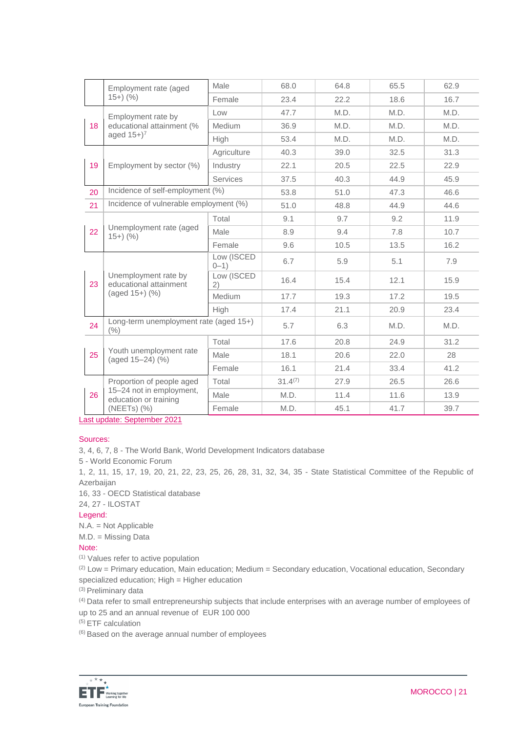|  |  |  |  |  |  |  |
|---|---|---|---|---|---|---|
|  | Employment rate (aged 15+) (%) | Male | 68.0 | 64.8 | 65.5 | 62.9 |
|  |  | Female | 23.4 | 22.2 | 18.6 | 16.7 |
| 18 | Employment rate by educational attainment (% aged 15+)[7] | Low | 47.7 | M.D. | M.D. | M.D. |
|  |  | Medium | 36.9 | M.D. | M.D. | M.D. |
|  |  | High | 53.4 | M.D. | M.D. | M.D. |
| 19 | Employment by sector (%) | Agriculture | 40.3 | 39.0 | 32.5 | 31.3 |
|  |  | Industry | 22.1 | 20.5 | 22.5 | 22.9 |
|  |  | Services | 37.5 | 40.3 | 44.9 | 45.9 |
| 20 | Incidence of self-employment (%) |  | 53.8 | 51.0 | 47.3 | 46.6 |
| 21 | Incidence of vulnerable employment (%) |  | 51.0 | 48.8 | 44.9 | 44.6 |
| 22 | Unemployment rate (aged 15+) (%) | Total | 9.1 | 9.7 | 9.2 | 11.9 |
|  |  | Male | 8.9 | 9.4 | 7.8 | 10.7 |
|  |  | Female | 9.6 | 10.5 | 13.5 | 16.2 |
| 23 | Unemployment rate by educational attainment (aged 15+) (%) | Low (ISCED 0–1) | 6.7 | 5.9 | 5.1 | 7.9 |
|  |  | Low (ISCED 2) | 16.4 | 15.4 | 12.1 | 15.9 |
|  |  | Medium | 17.7 | 19.3 | 17.2 | 19.5 |
|  |  | High | 17.4 | 21.1 | 20.9 | 23.4 |
| 24 | Long-term unemployment rate (aged 15+) (%) |  | 5.7 | 6.3 | M.D. | M.D. |
| 25 | Youth unemployment rate (aged 15–24) (%) | Total | 17.6 | 20.8 | 24.9 | 31.2 |
|  |  | Male | 18.1 | 20.6 | 22.0 | 28 |
|  |  | Female | 16.1 | 21.4 | 33.4 | 41.2 |
| 26 | Proportion of people aged 15–24 not in employment, education or training (NEETs) (%) | Total | 31.4[7] | 27.9 | 26.5 | 26.6 |
|  |  | Male | M.D. | 11.4 | 11.6 | 13.9 |
|  |  | Female | M.D. | 45.1 | 41.7 | 39.7 |

Last update: September 2021

Sources:

3, 4, 6, 7, 8 - The World Bank, World Development Indicators database
5 - World Economic Forum
1, 2, 11, 15, 17, 19, 20, 21, 22, 23, 25, 26, 28, 31, 32, 34, 35 - State Statistical Committee of the Republic of Azerbaijan
16, 33 - OECD Statistical database
24, 27 - ILOSTAT

Legend:

N.A. = Not Applicable
M.D. = Missing Data

Note:

(1) Values refer to active population
(2) Low = Primary education, Main education; Medium = Secondary education, Vocational education, Secondary specialized education; High = Higher education
(3) Preliminary data
(4) Data refer to small entrepreneurship subjects that include enterprises with an average number of employees of up to 25 and an annual revenue of EUR 100 000
(5) ETF calculation
(6) Based on the average annual number of employees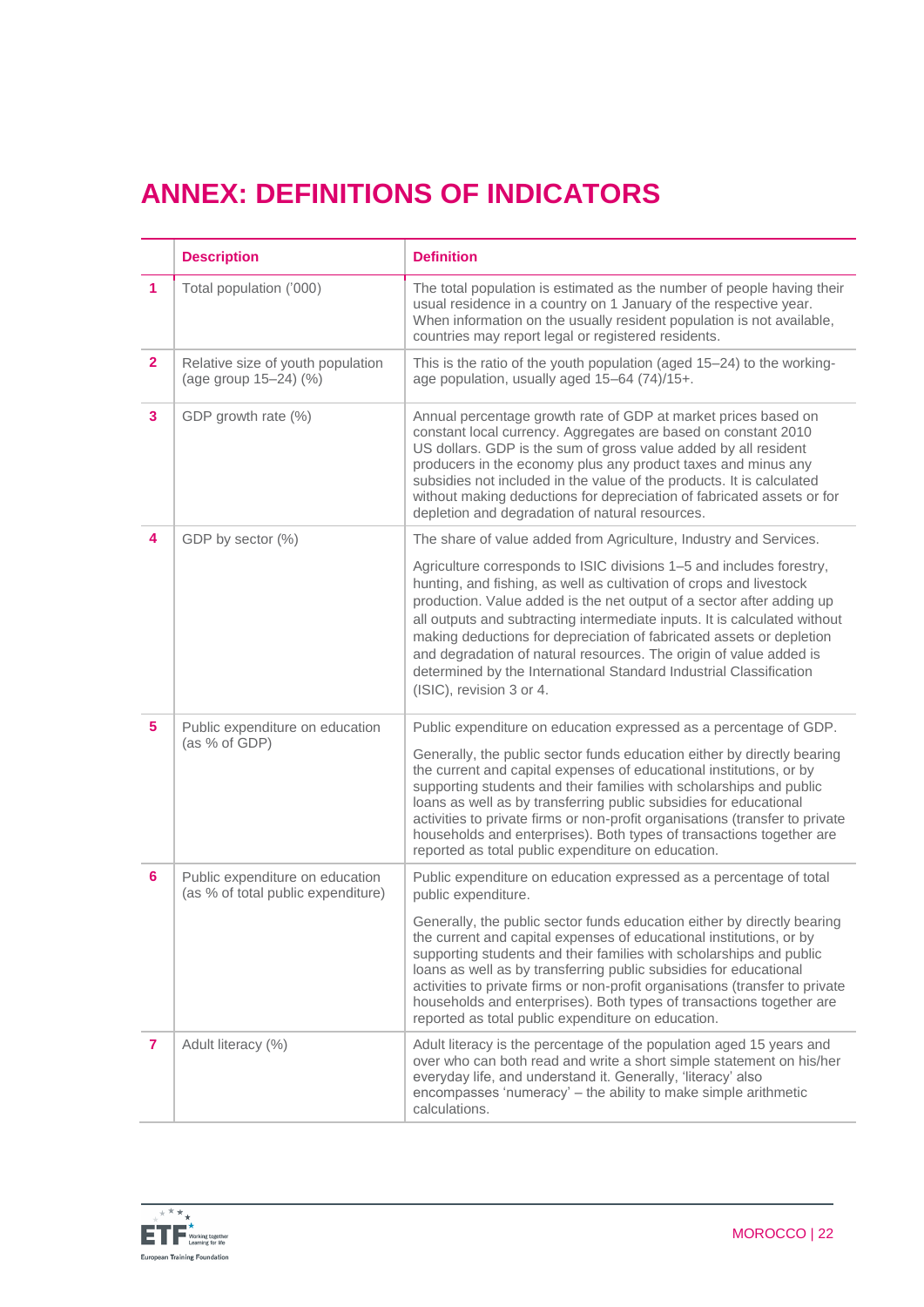# ANNEX: DEFINITIONS OF INDICATORS

| | Description | Definition |
|---|---|---|
| 1 | Total population ('000) | The total population is estimated as the number of people having their usual residence in a country on 1 January of the respective year. When information on the usually resident population is not available, countries may report legal or registered residents. |
| 2 | Relative size of youth population (age group 15–24) (%) | This is the ratio of the youth population (aged 15–24) to the working-age population, usually aged 15–64 (74)/15+. |
| 3 | GDP growth rate (%) | Annual percentage growth rate of GDP at market prices based on constant local currency. Aggregates are based on constant 2010 US dollars. GDP is the sum of gross value added by all resident producers in the economy plus any product taxes and minus any subsidies not included in the value of the products. It is calculated without making deductions for depreciation of fabricated assets or for depletion and degradation of natural resources. |
| 4 | GDP by sector (%) | The share of value added from Agriculture, Industry and Services.<br><br>Agriculture corresponds to ISIC divisions 1–5 and includes forestry, hunting, and fishing, as well as cultivation of crops and livestock production. Value added is the net output of a sector after adding up all outputs and subtracting intermediate inputs. It is calculated without making deductions for depreciation of fabricated assets or depletion and degradation of natural resources. The origin of value added is determined by the International Standard Industrial Classification (ISIC), revision 3 or 4. |
| 5 | Public expenditure on education (as % of GDP) | Public expenditure on education expressed as a percentage of GDP.<br><br>Generally, the public sector funds education either by directly bearing the current and capital expenses of educational institutions, or by supporting students and their families with scholarships and public loans as well as by transferring public subsidies for educational activities to private firms or non-profit organisations (transfer to private households and enterprises). Both types of transactions together are reported as total public expenditure on education. |
| 6 | Public expenditure on education (as % of total public expenditure) | Public expenditure on education expressed as a percentage of total public expenditure.<br><br>Generally, the public sector funds education either by directly bearing the current and capital expenses of educational institutions, or by supporting students and their families with scholarships and public loans as well as by transferring public subsidies for educational activities to private firms or non-profit organisations (transfer to private households and enterprises). Both types of transactions together are reported as total public expenditure on education. |
| 7 | Adult literacy (%) | Adult literacy is the percentage of the population aged 15 years and over who can both read and write a short simple statement on his/her everyday life, and understand it. Generally, 'literacy' also encompasses 'numeracy' – the ability to make simple arithmetic calculations. |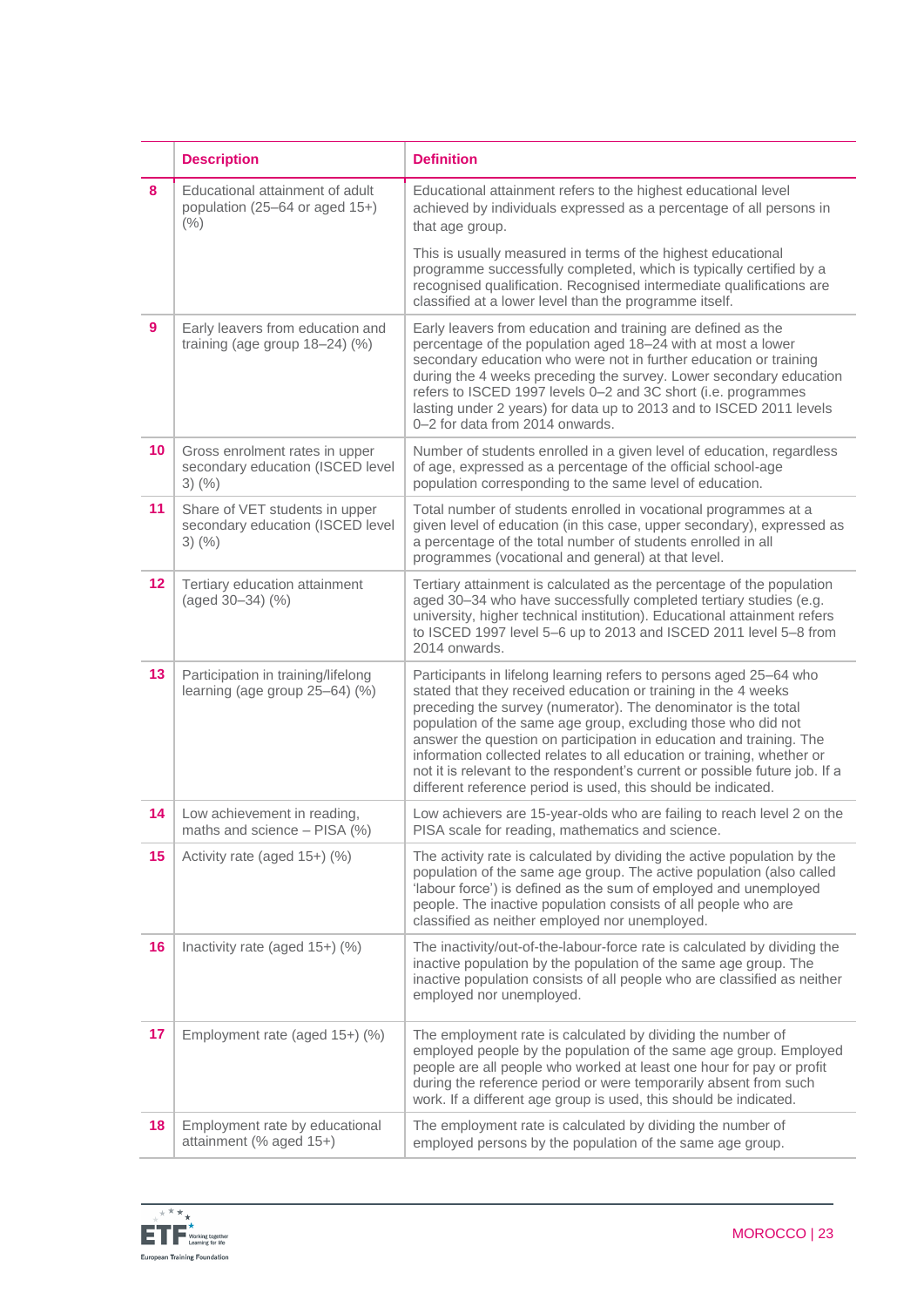| | Description | Definition |
|---|---|---|
| 8 | Educational attainment of adult population (25–64 or aged 15+) (%) | Educational attainment refers to the highest educational level achieved by individuals expressed as a percentage of all persons in that age group.<br><br>This is usually measured in terms of the highest educational programme successfully completed, which is typically certified by a recognised qualification. Recognised intermediate qualifications are classified at a lower level than the programme itself. |
| 9 | Early leavers from education and training (age group 18–24) (%) | Early leavers from education and training are defined as the percentage of the population aged 18–24 with at most a lower secondary education who were not in further education or training during the 4 weeks preceding the survey. Lower secondary education refers to ISCED 1997 levels 0–2 and 3C short (i.e. programmes lasting under 2 years) for data up to 2013 and to ISCED 2011 levels 0–2 for data from 2014 onwards. |
| 10 | Gross enrolment rates in upper secondary education (ISCED level 3) (%) | Number of students enrolled in a given level of education, regardless of age, expressed as a percentage of the official school-age population corresponding to the same level of education. |
| 11 | Share of VET students in upper secondary education (ISCED level 3) (%) | Total number of students enrolled in vocational programmes at a given level of education (in this case, upper secondary), expressed as a percentage of the total number of students enrolled in all programmes (vocational and general) at that level. |
| 12 | Tertiary education attainment (aged 30–34) (%) | Tertiary attainment is calculated as the percentage of the population aged 30–34 who have successfully completed tertiary studies (e.g. university, higher technical institution). Educational attainment refers to ISCED 1997 level 5–6 up to 2013 and ISCED 2011 level 5–8 from 2014 onwards. |
| 13 | Participation in training/lifelong learning (age group 25–64) (%) | Participants in lifelong learning refers to persons aged 25–64 who stated that they received education or training in the 4 weeks preceding the survey (numerator). The denominator is the total population of the same age group, excluding those who did not answer the question on participation in education and training. The information collected relates to all education or training, whether or not it is relevant to the respondent's current or possible future job. If a different reference period is used, this should be indicated. |
| 14 | Low achievement in reading, maths and science – PISA (%) | Low achievers are 15-year-olds who are failing to reach level 2 on the PISA scale for reading, mathematics and science. |
| 15 | Activity rate (aged 15+) (%) | The activity rate is calculated by dividing the active population by the population of the same age group. The active population (also called 'labour force') is defined as the sum of employed and unemployed people. The inactive population consists of all people who are classified as neither employed nor unemployed. |
| 16 | Inactivity rate (aged 15+) (%) | The inactivity/out-of-the-labour-force rate is calculated by dividing the inactive population by the population of the same age group. The inactive population consists of all people who are classified as neither employed nor unemployed. |
| 17 | Employment rate (aged 15+) (%) | The employment rate is calculated by dividing the number of employed people by the population of the same age group. Employed people are all people who worked at least one hour for pay or profit during the reference period or were temporarily absent from such work. If a different age group is used, this should be indicated. |
| 18 | Employment rate by educational attainment (% aged 15+) | The employment rate is calculated by dividing the number of employed persons by the population of the same age group. |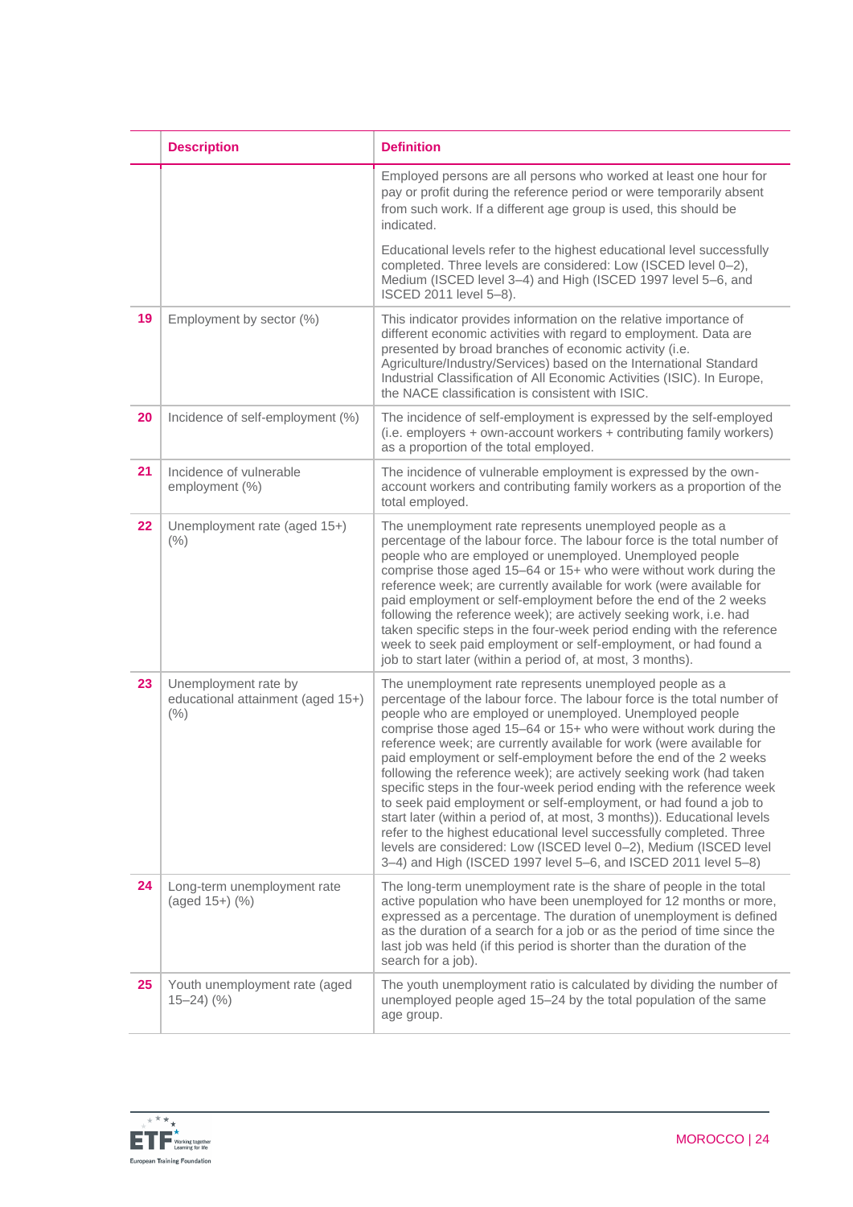| | Description | Definition |
|---|---|---|
| | | Employed persons are all persons who worked at least one hour for pay or profit during the reference period or were temporarily absent from such work. If a different age group is used, this should be indicated.<br><br>Educational levels refer to the highest educational level successfully completed. Three levels are considered: Low (ISCED level 0–2), Medium (ISCED level 3–4) and High (ISCED 1997 level 5–6, and ISCED 2011 level 5–8). |
| **19** | Employment by sector (%) | This indicator provides information on the relative importance of different economic activities with regard to employment. Data are presented by broad branches of economic activity (i.e. Agriculture/Industry/Services) based on the International Standard Industrial Classification of All Economic Activities (ISIC). In Europe, the NACE classification is consistent with ISIC. |
| **20** | Incidence of self-employment (%) | The incidence of self-employment is expressed by the self-employed (i.e. employers + own-account workers + contributing family workers) as a proportion of the total employed. |
| **21** | Incidence of vulnerable employment (%) | The incidence of vulnerable employment is expressed by the own-account workers and contributing family workers as a proportion of the total employed. |
| **22** | Unemployment rate (aged 15+) (%) | The unemployment rate represents unemployed people as a percentage of the labour force. The labour force is the total number of people who are employed or unemployed. Unemployed people comprise those aged 15–64 or 15+ who were without work during the reference week; are currently available for work (were available for paid employment or self-employment before the end of the 2 weeks following the reference week); are actively seeking work, i.e. had taken specific steps in the four-week period ending with the reference week to seek paid employment or self-employment, or had found a job to start later (within a period of, at most, 3 months). |
| **23** | Unemployment rate by educational attainment (aged 15+) (%) | The unemployment rate represents unemployed people as a percentage of the labour force. The labour force is the total number of people who are employed or unemployed. Unemployed people comprise those aged 15–64 or 15+ who were without work during the reference week; are currently available for work (were available for paid employment or self-employment before the end of the 2 weeks following the reference week); are actively seeking work (had taken specific steps in the four-week period ending with the reference week to seek paid employment or self-employment, or had found a job to start later (within a period of, at most, 3 months)). Educational levels refer to the highest educational level successfully completed. Three levels are considered: Low (ISCED level 0–2), Medium (ISCED level 3–4) and High (ISCED 1997 level 5–6, and ISCED 2011 level 5–8) |
| **24** | Long-term unemployment rate (aged 15+) (%) | The long-term unemployment rate is the share of people in the total active population who have been unemployed for 12 months or more, expressed as a percentage. The duration of unemployment is defined as the duration of a search for a job or as the period of time since the last job was held (if this period is shorter than the duration of the search for a job). |
| **25** | Youth unemployment rate (aged 15–24) (%) | The youth unemployment ratio is calculated by dividing the number of unemployed people aged 15–24 by the total population of the same age group. |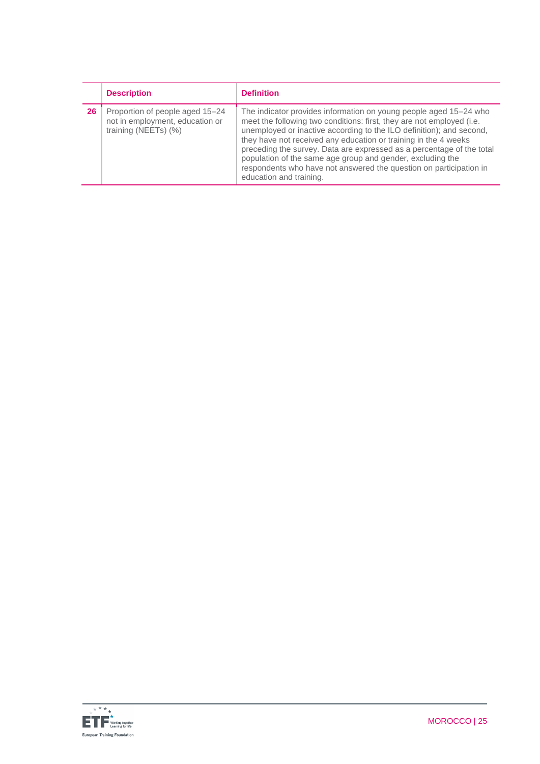| | Description | Definition |
|---|---|---|
| **26** | Proportion of people aged 15–24 not in employment, education or training (NEETs) (%) | The indicator provides information on young people aged 15–24 who meet the following two conditions: first, they are not employed (i.e. unemployed or inactive according to the ILO definition); and second, they have not received any education or training in the 4 weeks preceding the survey. Data are expressed as a percentage of the total population of the same age group and gender, excluding the respondents who have not answered the question on participation in education and training. |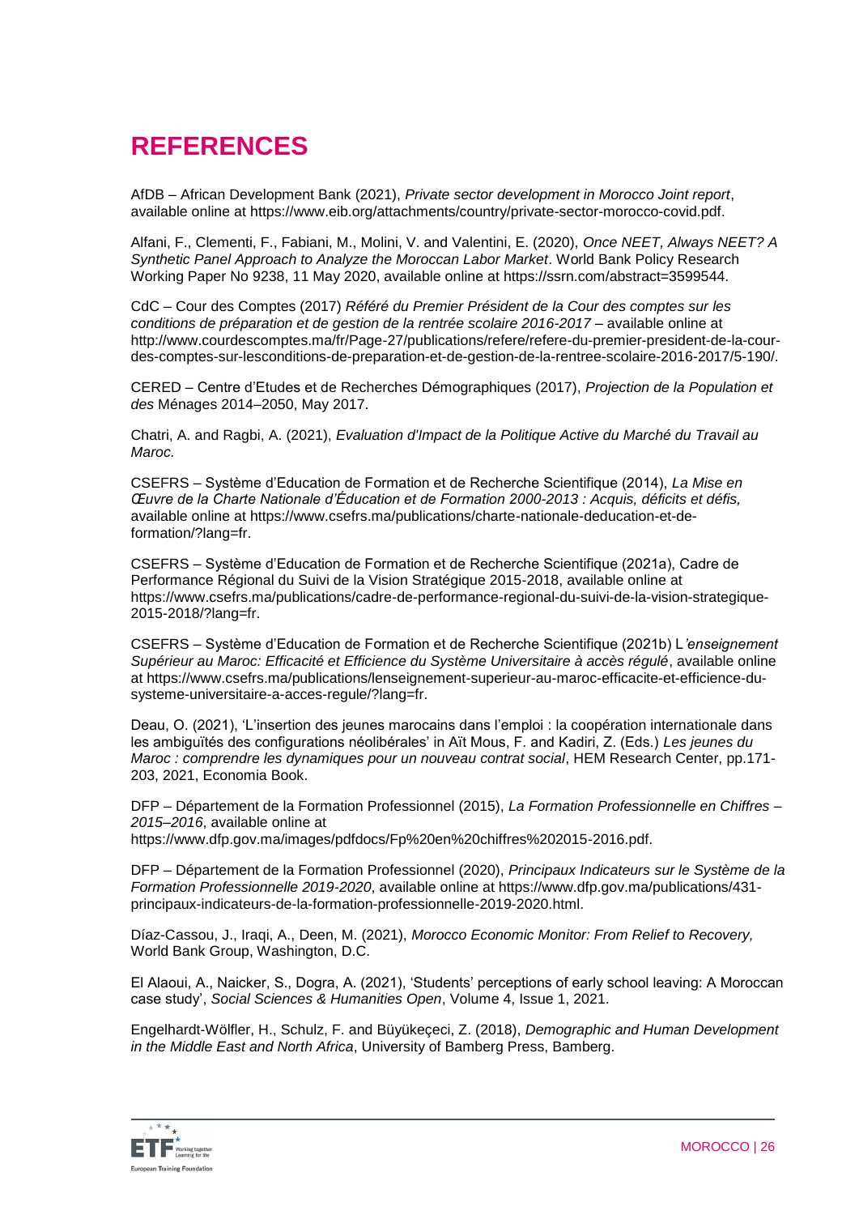# REFERENCES

AfDB – African Development Bank (2021), *Private sector development in Morocco Joint report*, available online at https://www.eib.org/attachments/country/private-sector-morocco-covid.pdf.

Alfani, F., Clementi, F., Fabiani, M., Molini, V. and Valentini, E. (2020), *Once NEET, Always NEET? A Synthetic Panel Approach to Analyze the Moroccan Labor Market*. World Bank Policy Research Working Paper No 9238, 11 May 2020, available online at https://ssrn.com/abstract=3599544.

CdC – Cour des Comptes (2017) *Référé du Premier Président de la Cour des comptes sur les conditions de préparation et de gestion de la rentrée scolaire 2016-2017* – available online at http://www.courdescomptes.ma/fr/Page-27/publications/refere/refere-du-premier-president-de-la-cour-des-comptes-sur-lesconditions-de-preparation-et-de-gestion-de-la-rentree-scolaire-2016-2017/5-190/.

CERED – Centre d'Etudes et de Recherches Démographiques (2017), *Projection de la Population et des* Ménages 2014–2050, May 2017.

Chatri, A. and Ragbi, A. (2021), *Evaluation d'Impact de la Politique Active du Marché du Travail au Maroc.*

CSEFRS – Système d'Education de Formation et de Recherche Scientifique (2014), *La Mise en Œuvre de la Charte Nationale d'Éducation et de Formation 2000-2013 : Acquis, déficits et défis,* available online at https://www.csefrs.ma/publications/charte-nationale-deducation-et-de-formation/?lang=fr.

CSEFRS – Système d'Education de Formation et de Recherche Scientifique (2021a), Cadre de Performance Régional du Suivi de la Vision Stratégique 2015-2018, available online at https://www.csefrs.ma/publications/cadre-de-performance-regional-du-suivi-de-la-vision-strategique-2015-2018/?lang=fr.

CSEFRS – Système d'Education de Formation et de Recherche Scientifique (2021b) L*'enseignement Supérieur au Maroc: Efficacité et Efficience du Système Universitaire à accès régulé*, available online at https://www.csefrs.ma/publications/lenseignement-superieur-au-maroc-efficacite-et-efficience-du-systeme-universitaire-a-acces-regule/?lang=fr.

Deau, O. (2021), 'L'insertion des jeunes marocains dans l'emploi : la coopération internationale dans les ambiguïtés des configurations néolibérales' in Aït Mous, F. and Kadiri, Z. (Eds.) *Les jeunes du Maroc : comprendre les dynamiques pour un nouveau contrat social*, HEM Research Center, pp.171-203, 2021, Economia Book.

DFP – Département de la Formation Professionnel (2015), *La Formation Professionnelle en Chiffres – 2015–2016*, available online at https://www.dfp.gov.ma/images/pdfdocs/Fp%20en%20chiffres%202015-2016.pdf.

DFP – Département de la Formation Professionnel (2020), *Principaux Indicateurs sur le Système de la Formation Professionnelle 2019-2020*, available online at https://www.dfp.gov.ma/publications/431-principaux-indicateurs-de-la-formation-professionnelle-2019-2020.html.

Díaz-Cassou, J., Iraqi, A., Deen, M. (2021), *Morocco Economic Monitor: From Relief to Recovery,* World Bank Group, Washington, D.C.

El Alaoui, A., Naicker, S., Dogra, A. (2021), 'Students' perceptions of early school leaving: A Moroccan case study', *Social Sciences & Humanities Open*, Volume 4, Issue 1, 2021.

Engelhardt-Wölfler, H., Schulz, F. and Büyükeçeci, Z. (2018), *Demographic and Human Development in the Middle East and North Africa*, University of Bamberg Press, Bamberg.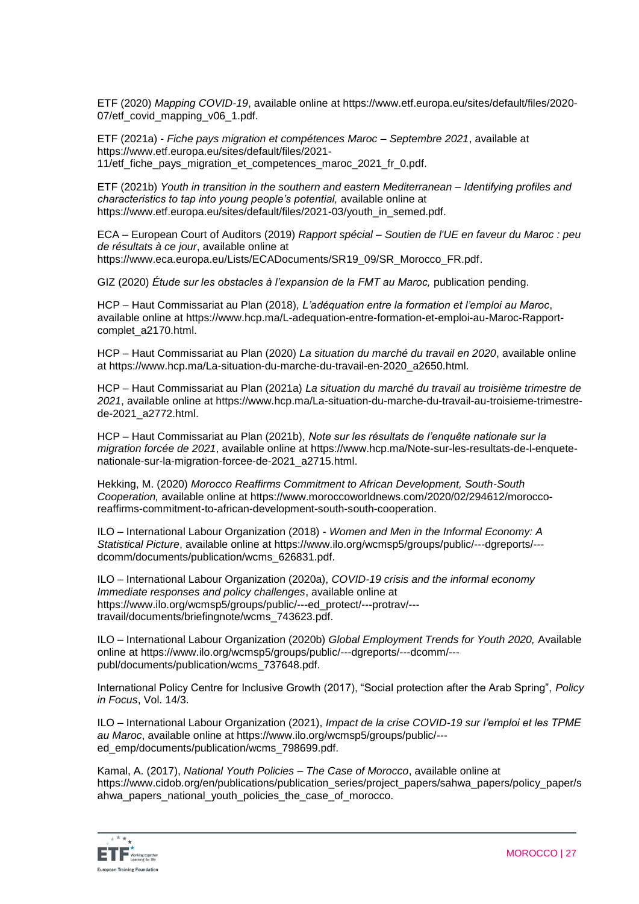ETF (2020) *Mapping COVID-19*, available online at https://www.etf.europa.eu/sites/default/files/2020-07/etf_covid_mapping_v06_1.pdf.

ETF (2021a) - *Fiche pays migration et compétences Maroc – Septembre 2021*, available at https://www.etf.europa.eu/sites/default/files/2021-11/etf_fiche_pays_migration_et_competences_maroc_2021_fr_0.pdf.

ETF (2021b) *Youth in transition in the southern and eastern Mediterranean – Identifying profiles and characteristics to tap into young people's potential,* available online at https://www.etf.europa.eu/sites/default/files/2021-03/youth_in_semed.pdf.

ECA – European Court of Auditors (2019) *Rapport spécial – Soutien de l'UE en faveur du Maroc : peu de résultats à ce jour*, available online at https://www.eca.europa.eu/Lists/ECADocuments/SR19_09/SR_Morocco_FR.pdf.

GIZ (2020) *Étude sur les obstacles à l'expansion de la FMT au Maroc,* publication pending.

HCP – Haut Commissariat au Plan (2018), *L'adéquation entre la formation et l'emploi au Maroc*, available online at https://www.hcp.ma/L-adequation-entre-formation-et-emploi-au-Maroc-Rapport-complet_a2170.html.

HCP – Haut Commissariat au Plan (2020) *La situation du marché du travail en 2020*, available online at https://www.hcp.ma/La-situation-du-marche-du-travail-en-2020_a2650.html.

HCP – Haut Commissariat au Plan (2021a) *La situation du marché du travail au troisième trimestre de 2021*, available online at https://www.hcp.ma/La-situation-du-marche-du-travail-au-troisieme-trimestre-de-2021_a2772.html.

HCP – Haut Commissariat au Plan (2021b), *Note sur les résultats de l'enquête nationale sur la migration forcée de 2021*, available online at https://www.hcp.ma/Note-sur-les-resultats-de-l-enquete-nationale-sur-la-migration-forcee-de-2021_a2715.html.

Hekking, M. (2020) *Morocco Reaffirms Commitment to African Development, South-South Cooperation,* available online at https://www.moroccoworldnews.com/2020/02/294612/morocco-reaffirms-commitment-to-african-development-south-south-cooperation.

ILO – International Labour Organization (2018) - *Women and Men in the Informal Economy: A Statistical Picture*, available online at https://www.ilo.org/wcmsp5/groups/public/---dgreports/---dcomm/documents/publication/wcms_626831.pdf.

ILO – International Labour Organization (2020a), *COVID-19 crisis and the informal economy Immediate responses and policy challenges*, available online at https://www.ilo.org/wcmsp5/groups/public/---ed_protect/---protrav/---travail/documents/briefingnote/wcms_743623.pdf.

ILO – International Labour Organization (2020b) *Global Employment Trends for Youth 2020,* Available online at https://www.ilo.org/wcmsp5/groups/public/---dgreports/---dcomm/---publ/documents/publication/wcms_737648.pdf.

International Policy Centre for Inclusive Growth (2017), "Social protection after the Arab Spring", *Policy in Focus*, Vol. 14/3.

ILO – International Labour Organization (2021), *Impact de la crise COVID-19 sur l'emploi et les TPME au Maroc*, available online at https://www.ilo.org/wcmsp5/groups/public/---ed_emp/documents/publication/wcms_798699.pdf.

Kamal, A. (2017), *National Youth Policies – The Case of Morocco*, available online at https://www.cidob.org/en/publications/publication_series/project_papers/sahwa_papers/policy_paper/sahwa_papers_national_youth_policies_the_case_of_morocco.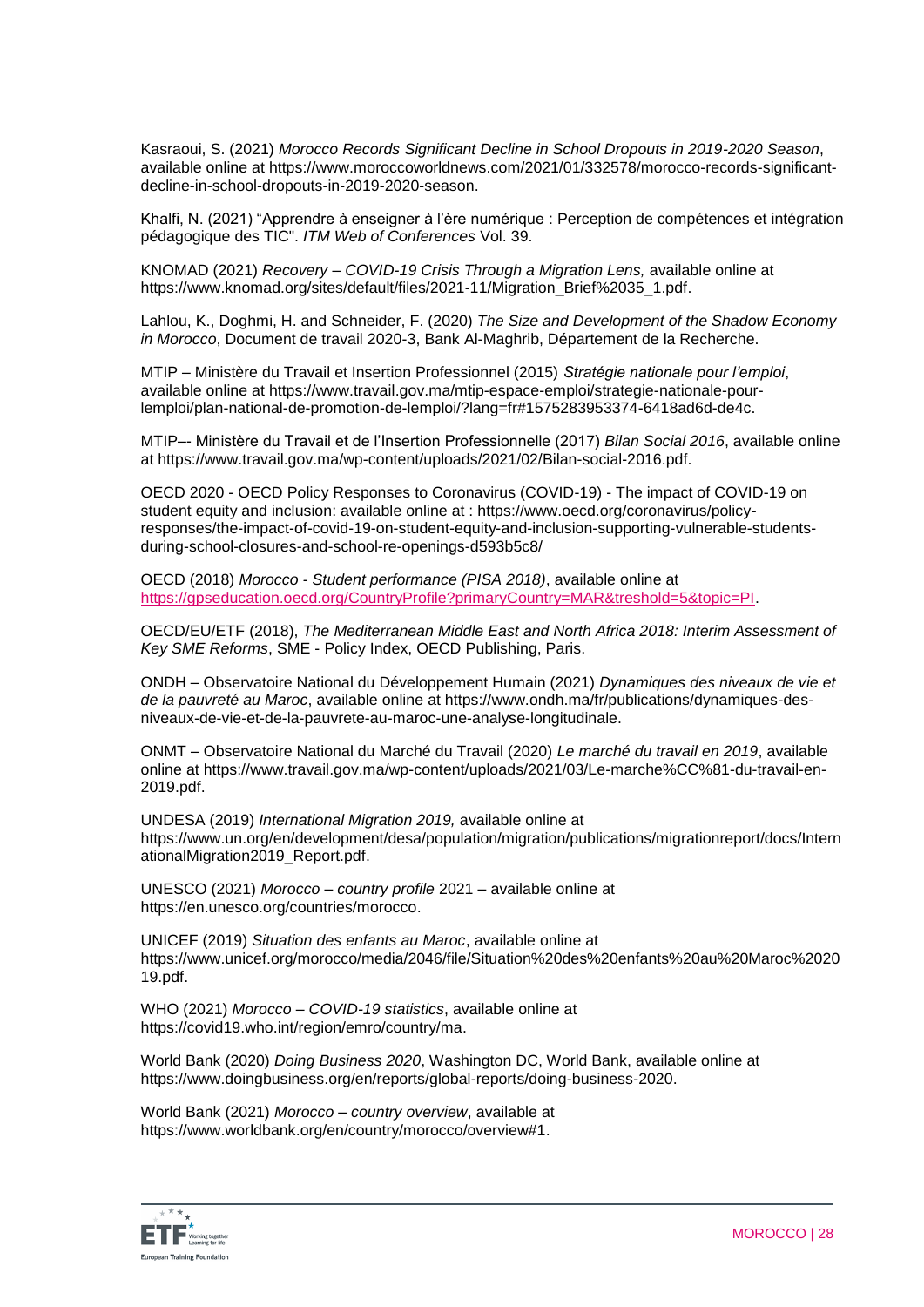Kasraoui, S. (2021) *Morocco Records Significant Decline in School Dropouts in 2019-2020 Season*, available online at https://www.moroccoworldnews.com/2021/01/332578/morocco-records-significant-decline-in-school-dropouts-in-2019-2020-season.

Khalfi, N. (2021) "Apprendre à enseigner à l'ère numérique : Perception de compétences et intégration pédagogique des TIC". *ITM Web of Conferences* Vol. 39.

KNOMAD (2021) *Recovery – COVID-19 Crisis Through a Migration Lens,* available online at https://www.knomad.org/sites/default/files/2021-11/Migration_Brief%2035_1.pdf.

Lahlou, K., Doghmi, H. and Schneider, F. (2020) *The Size and Development of the Shadow Economy in Morocco*, Document de travail 2020-3, Bank Al-Maghrib, Département de la Recherche.

MTIP – Ministère du Travail et Insertion Professionnel (2015) *Stratégie nationale pour l'emploi*, available online at https://www.travail.gov.ma/mtip-espace-emploi/strategie-nationale-pour-lemploi/plan-national-de-promotion-de-lemploi/?lang=fr#1575283953374-6418ad6d-de4c.

MTIP–- Ministère du Travail et de l'Insertion Professionnelle (2017) *Bilan Social 2016*, available online at https://www.travail.gov.ma/wp-content/uploads/2021/02/Bilan-social-2016.pdf.

OECD 2020 - OECD Policy Responses to Coronavirus (COVID-19) - The impact of COVID-19 on student equity and inclusion: available online at : https://www.oecd.org/coronavirus/policy-responses/the-impact-of-covid-19-on-student-equity-and-inclusion-supporting-vulnerable-students-during-school-closures-and-school-re-openings-d593b5c8/

OECD (2018) *Morocco - Student performance (PISA 2018)*, available online at https://gpseducation.oecd.org/CountryProfile?primaryCountry=MAR&treshold=5&topic=PI.

OECD/EU/ETF (2018), *The Mediterranean Middle East and North Africa 2018: Interim Assessment of Key SME Reforms*, SME - Policy Index, OECD Publishing, Paris.

ONDH – Observatoire National du Développement Humain (2021) *Dynamiques des niveaux de vie et de la pauvreté au Maroc*, available online at https://www.ondh.ma/fr/publications/dynamiques-des-niveaux-de-vie-et-de-la-pauvrete-au-maroc-une-analyse-longitudinale.

ONMT – Observatoire National du Marché du Travail (2020) *Le marché du travail en 2019*, available online at https://www.travail.gov.ma/wp-content/uploads/2021/03/Le-marche%CC%81-du-travail-en-2019.pdf.

UNDESA (2019) *International Migration 2019,* available online at https://www.un.org/en/development/desa/population/migration/publications/migrationreport/docs/InternationalMigration2019_Report.pdf.

UNESCO (2021) *Morocco – country profile* 2021 – available online at https://en.unesco.org/countries/morocco.

UNICEF (2019) *Situation des enfants au Maroc*, available online at https://www.unicef.org/morocco/media/2046/file/Situation%20des%20enfants%20au%20Maroc%202019.pdf.

WHO (2021) *Morocco – COVID-19 statistics*, available online at https://covid19.who.int/region/emro/country/ma.

World Bank (2020) *Doing Business 2020*, Washington DC, World Bank, available online at https://www.doingbusiness.org/en/reports/global-reports/doing-business-2020.

World Bank (2021) *Morocco – country overview*, available at https://www.worldbank.org/en/country/morocco/overview#1.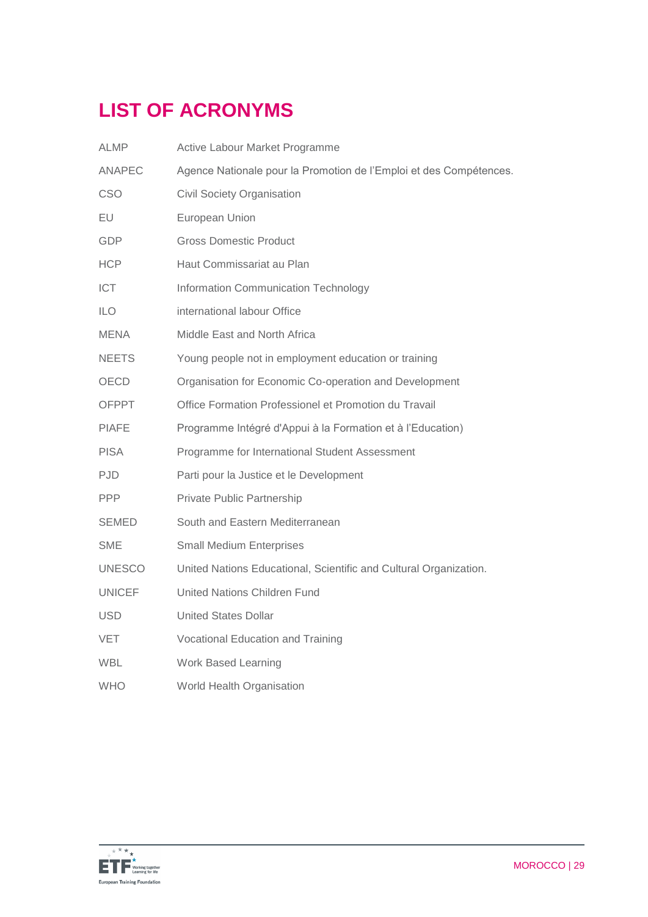# LIST OF ACRONYMS

| | |
|---|---|
| ALMP | Active Labour Market Programme |
| ANAPEC | Agence Nationale pour la Promotion de l'Emploi et des Compétences. |
| CSO | Civil Society Organisation |
| EU | European Union |
| GDP | Gross Domestic Product |
| HCP | Haut Commissariat au Plan |
| ICT | Information Communication Technology |
| ILO | international labour Office |
| MENA | Middle East and North Africa |
| NEETS | Young people not in employment education or training |
| OECD | Organisation for Economic Co-operation and Development |
| OFPPT | Office Formation Professionel et Promotion du Travail |
| PIAFE | Programme Intégré d'Appui à la Formation et à l'Education) |
| PISA | Programme for International Student Assessment |
| PJD | Parti pour la Justice et le Development |
| PPP | Private Public Partnership |
| SEMED | South and Eastern Mediterranean |
| SME | Small Medium Enterprises |
| UNESCO | United Nations Educational, Scientific and Cultural Organization. |
| UNICEF | United Nations Children Fund |
| USD | United States Dollar |
| VET | Vocational Education and Training |
| WBL | Work Based Learning |
| WHO | World Health Organisation |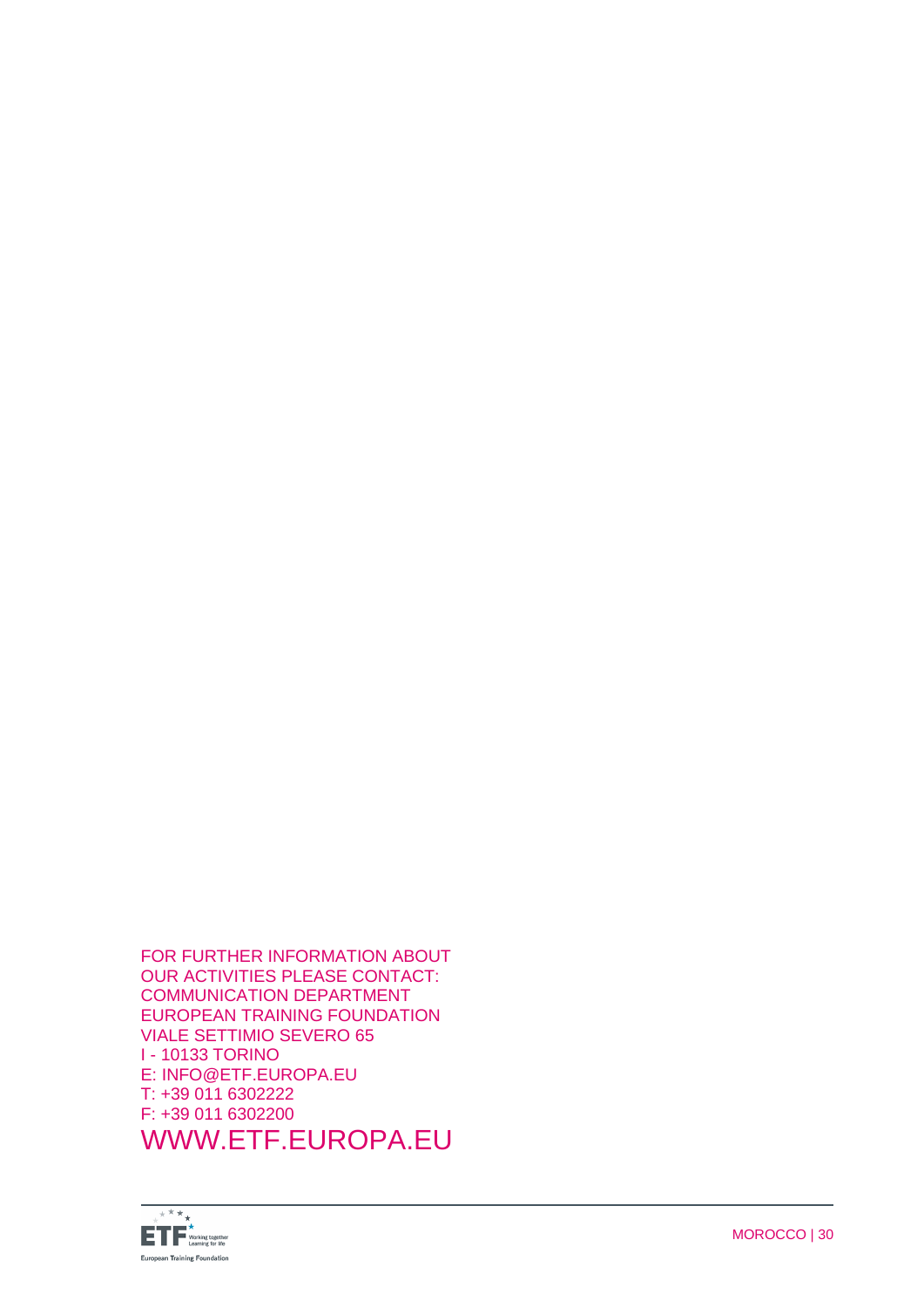FOR FURTHER INFORMATION ABOUT
OUR ACTIVITIES PLEASE CONTACT:
COMMUNICATION DEPARTMENT
EUROPEAN TRAINING FOUNDATION
VIALE SETTIMIO SEVERO 65
I - 10133 TORINO
E: INFO@ETF.EUROPA.EU
T: +39 011 6302222
F: +39 011 6302200

WWW.ETF.EUROPA.EU